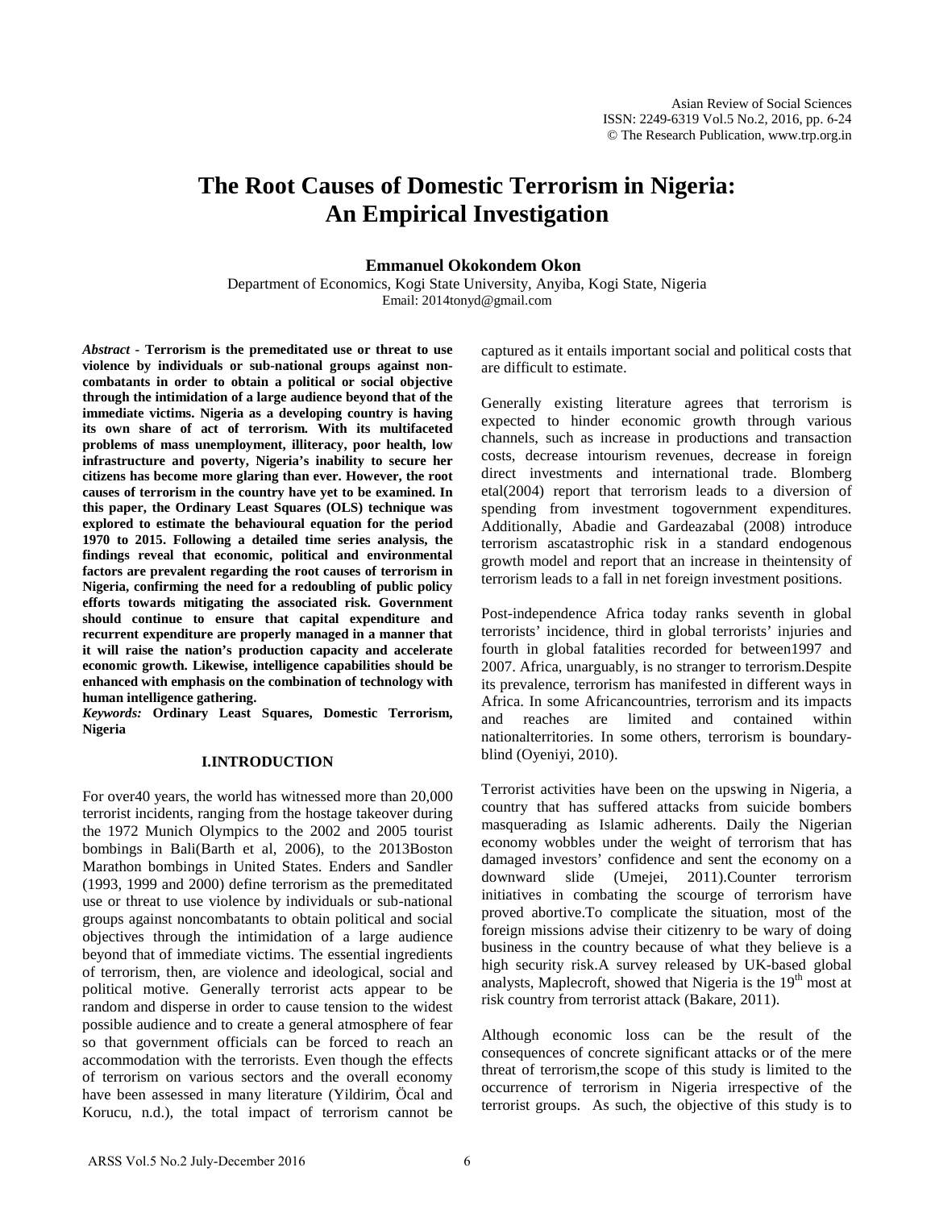# The Root Causes of Domestic Terrorism in Nigeria: An Empirical Investigation

**Emmanuel Okokondem Okon**

Department of Economics, Kogi State University, Anyiba, Kogi State, Nigeria
Email: 2014tonyd@gmail.com

***Abstract*** - **Terrorism is the premeditated use or threat to use violence by individuals or sub-national groups against non-combatants in order to obtain a political or social objective through the intimidation of a large audience beyond that of the immediate victims. Nigeria as a developing country is having its own share of act of terrorism. With its multifaceted problems of mass unemployment, illiteracy, poor health, low infrastructure and poverty, Nigeria's inability to secure her citizens has become more glaring than ever. However, the root causes of terrorism in the country have yet to be examined. In this paper, the Ordinary Least Squares (OLS) technique was explored to estimate the behavioural equation for the period 1970 to 2015. Following a detailed time series analysis, the findings reveal that economic, political and environmental factors are prevalent regarding the root causes of terrorism in Nigeria, confirming the need for a redoubling of public policy efforts towards mitigating the associated risk. Government should continue to ensure that capital expenditure and recurrent expenditure are properly managed in a manner that it will raise the nation's production capacity and accelerate economic growth. Likewise, intelligence capabilities should be enhanced with emphasis on the combination of technology with human intelligence gathering.**

***Keywords:*** **Ordinary Least Squares, Domestic Terrorism, Nigeria**

## I.INTRODUCTION

For over40 years, the world has witnessed more than 20,000 terrorist incidents, ranging from the hostage takeover during the 1972 Munich Olympics to the 2002 and 2005 tourist bombings in Bali(Barth et al, 2006), to the 2013Boston Marathon bombings in United States. Enders and Sandler (1993, 1999 and 2000) define terrorism as the premeditated use or threat to use violence by individuals or sub-national groups against noncombatants to obtain political and social objectives through the intimidation of a large audience beyond that of immediate victims. The essential ingredients of terrorism, then, are violence and ideological, social and political motive. Generally terrorist acts appear to be random and disperse in order to cause tension to the widest possible audience and to create a general atmosphere of fear so that government officials can be forced to reach an accommodation with the terrorists. Even though the effects of terrorism on various sectors and the overall economy have been assessed in many literature (Yildirim, Öcal and Korucu, n.d.), the total impact of terrorism cannot be captured as it entails important social and political costs that are difficult to estimate.

Generally existing literature agrees that terrorism is expected to hinder economic growth through various channels, such as increase in productions and transaction costs, decrease intourism revenues, decrease in foreign direct investments and international trade. Blomberg etal(2004) report that terrorism leads to a diversion of spending from investment togovernment expenditures. Additionally, Abadie and Gardeazabal (2008) introduce terrorism ascatastrophic risk in a standard endogenous growth model and report that an increase in theintensity of terrorism leads to a fall in net foreign investment positions.

Post-independence Africa today ranks seventh in global terrorists' incidence, third in global terrorists' injuries and fourth in global fatalities recorded for between1997 and 2007. Africa, unarguably, is no stranger to terrorism.Despite its prevalence, terrorism has manifested in different ways in Africa. In some Africancountries, terrorism and its impacts and reaches are limited and contained within nationalterritories. In some others, terrorism is boundary-blind (Oyeniyi, 2010).

Terrorist activities have been on the upswing in Nigeria, a country that has suffered attacks from suicide bombers masquerading as Islamic adherents. Daily the Nigerian economy wobbles under the weight of terrorism that has damaged investors' confidence and sent the economy on a downward slide (Umejei, 2011).Counter terrorism initiatives in combating the scourge of terrorism have proved abortive.To complicate the situation, most of the foreign missions advise their citizenry to be wary of doing business in the country because of what they believe is a high security risk.A survey released by UK-based global analysts, Maplecroft, showed that Nigeria is the 19th most at risk country from terrorist attack (Bakare, 2011).

Although economic loss can be the result of the consequences of concrete significant attacks or of the mere threat of terrorism,the scope of this study is limited to the occurrence of terrorism in Nigeria irrespective of the terrorist groups. As such, the objective of this study is to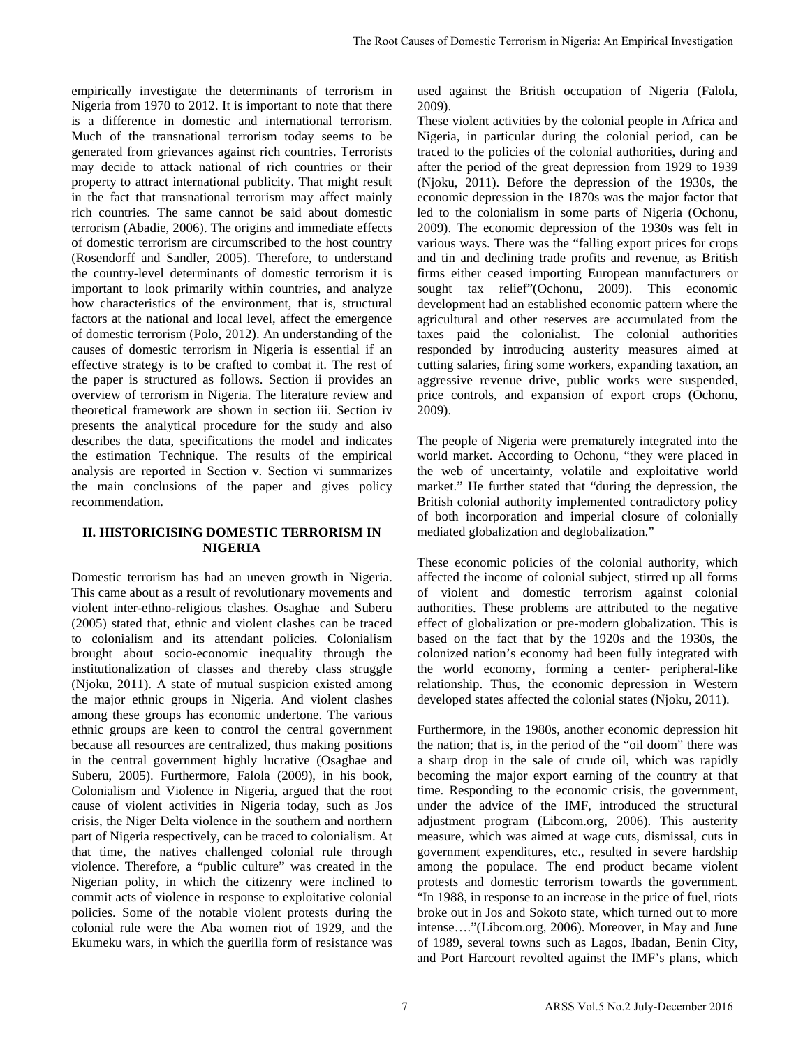empirically investigate the determinants of terrorism in Nigeria from 1970 to 2012. It is important to note that there is a difference in domestic and international terrorism. Much of the transnational terrorism today seems to be generated from grievances against rich countries. Terrorists may decide to attack national of rich countries or their property to attract international publicity. That might result in the fact that transnational terrorism may affect mainly rich countries. The same cannot be said about domestic terrorism (Abadie, 2006). The origins and immediate effects of domestic terrorism are circumscribed to the host country (Rosendorff and Sandler, 2005). Therefore, to understand the country-level determinants of domestic terrorism it is important to look primarily within countries, and analyze how characteristics of the environment, that is, structural factors at the national and local level, affect the emergence of domestic terrorism (Polo, 2012). An understanding of the causes of domestic terrorism in Nigeria is essential if an effective strategy is to be crafted to combat it. The rest of the paper is structured as follows. Section ii provides an overview of terrorism in Nigeria. The literature review and theoretical framework are shown in section iii. Section iv presents the analytical procedure for the study and also describes the data, specifications the model and indicates the estimation Technique. The results of the empirical analysis are reported in Section v. Section vi summarizes the main conclusions of the paper and gives policy recommendation.

## II. HISTORICISING DOMESTIC TERRORISM IN NIGERIA

Domestic terrorism has had an uneven growth in Nigeria. This came about as a result of revolutionary movements and violent inter-ethno-religious clashes. Osaghae and Suberu (2005) stated that, ethnic and violent clashes can be traced to colonialism and its attendant policies. Colonialism brought about socio-economic inequality through the institutionalization of classes and thereby class struggle (Njoku, 2011). A state of mutual suspicion existed among the major ethnic groups in Nigeria. And violent clashes among these groups has economic undertone. The various ethnic groups are keen to control the central government because all resources are centralized, thus making positions in the central government highly lucrative (Osaghae and Suberu, 2005). Furthermore, Falola (2009), in his book, Colonialism and Violence in Nigeria, argued that the root cause of violent activities in Nigeria today, such as Jos crisis, the Niger Delta violence in the southern and northern part of Nigeria respectively, can be traced to colonialism. At that time, the natives challenged colonial rule through violence. Therefore, a "public culture" was created in the Nigerian polity, in which the citizenry were inclined to commit acts of violence in response to exploitative colonial policies. Some of the notable violent protests during the colonial rule were the Aba women riot of 1929, and the Ekumeku wars, in which the guerilla form of resistance was used against the British occupation of Nigeria (Falola, 2009).

These violent activities by the colonial people in Africa and Nigeria, in particular during the colonial period, can be traced to the policies of the colonial authorities, during and after the period of the great depression from 1929 to 1939 (Njoku, 2011). Before the depression of the 1930s, the economic depression in the 1870s was the major factor that led to the colonialism in some parts of Nigeria (Ochonu, 2009). The economic depression of the 1930s was felt in various ways. There was the "falling export prices for crops and tin and declining trade profits and revenue, as British firms either ceased importing European manufacturers or sought tax relief"(Ochonu, 2009). This economic development had an established economic pattern where the agricultural and other reserves are accumulated from the taxes paid the colonialist. The colonial authorities responded by introducing austerity measures aimed at cutting salaries, firing some workers, expanding taxation, an aggressive revenue drive, public works were suspended, price controls, and expansion of export crops (Ochonu, 2009).

The people of Nigeria were prematurely integrated into the world market. According to Ochonu, "they were placed in the web of uncertainty, volatile and exploitative world market." He further stated that "during the depression, the British colonial authority implemented contradictory policy of both incorporation and imperial closure of colonially mediated globalization and deglobalization."

These economic policies of the colonial authority, which affected the income of colonial subject, stirred up all forms of violent and domestic terrorism against colonial authorities. These problems are attributed to the negative effect of globalization or pre-modern globalization. This is based on the fact that by the 1920s and the 1930s, the colonized nation's economy had been fully integrated with the world economy, forming a center- peripheral-like relationship. Thus, the economic depression in Western developed states affected the colonial states (Njoku, 2011).

Furthermore, in the 1980s, another economic depression hit the nation; that is, in the period of the "oil doom" there was a sharp drop in the sale of crude oil, which was rapidly becoming the major export earning of the country at that time. Responding to the economic crisis, the government, under the advice of the IMF, introduced the structural adjustment program (Libcom.org, 2006). This austerity measure, which was aimed at wage cuts, dismissal, cuts in government expenditures, etc., resulted in severe hardship among the populace. The end product became violent protests and domestic terrorism towards the government. "In 1988, in response to an increase in the price of fuel, riots broke out in Jos and Sokoto state, which turned out to more intense…."(Libcom.org, 2006). Moreover, in May and June of 1989, several towns such as Lagos, Ibadan, Benin City, and Port Harcourt revolted against the IMF's plans, which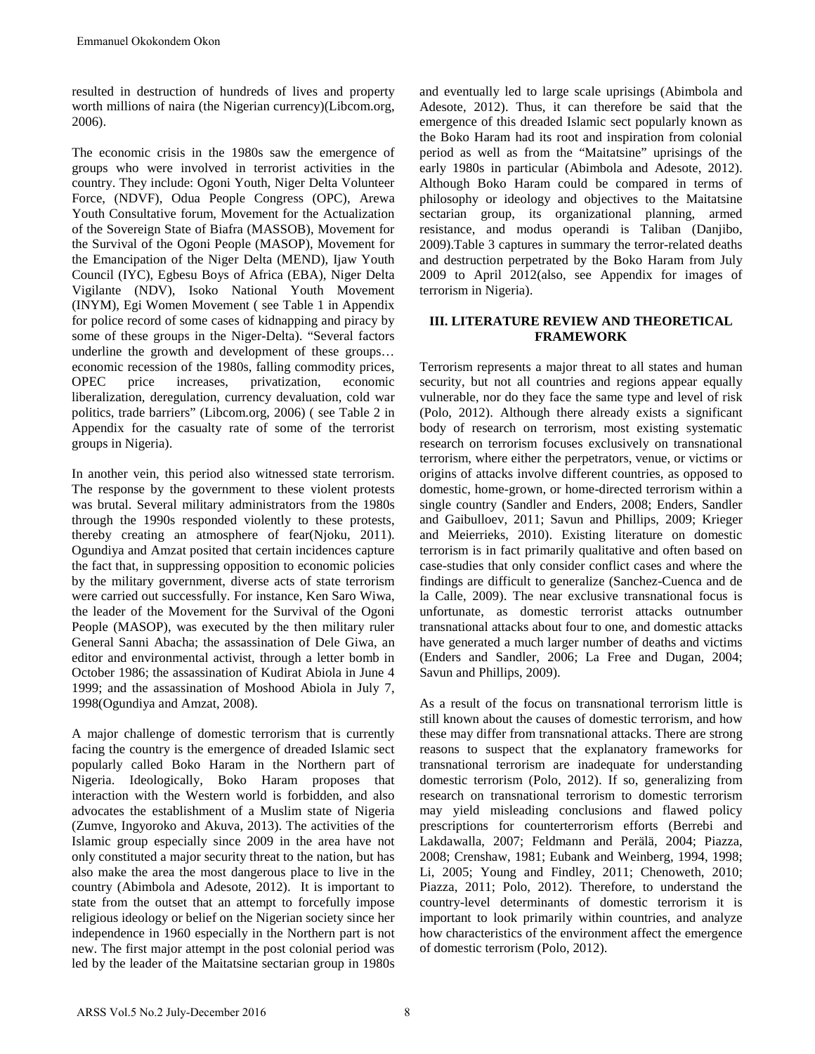resulted in destruction of hundreds of lives and property worth millions of naira (the Nigerian currency)(Libcom.org, 2006).

The economic crisis in the 1980s saw the emergence of groups who were involved in terrorist activities in the country. They include: Ogoni Youth, Niger Delta Volunteer Force, (NDVF), Odua People Congress (OPC), Arewa Youth Consultative forum, Movement for the Actualization of the Sovereign State of Biafra (MASSOB), Movement for the Survival of the Ogoni People (MASOP), Movement for the Emancipation of the Niger Delta (MEND), Ijaw Youth Council (IYC), Egbesu Boys of Africa (EBA), Niger Delta Vigilante (NDV), Isoko National Youth Movement (INYM), Egi Women Movement ( see Table 1 in Appendix for police record of some cases of kidnapping and piracy by some of these groups in the Niger-Delta). "Several factors underline the growth and development of these groups… economic recession of the 1980s, falling commodity prices, OPEC price increases, privatization, economic liberalization, deregulation, currency devaluation, cold war politics, trade barriers" (Libcom.org, 2006) ( see Table 2 in Appendix for the casualty rate of some of the terrorist groups in Nigeria).

In another vein, this period also witnessed state terrorism. The response by the government to these violent protests was brutal. Several military administrators from the 1980s through the 1990s responded violently to these protests, thereby creating an atmosphere of fear(Njoku, 2011). Ogundiya and Amzat posited that certain incidences capture the fact that, in suppressing opposition to economic policies by the military government, diverse acts of state terrorism were carried out successfully. For instance, Ken Saro Wiwa, the leader of the Movement for the Survival of the Ogoni People (MASOP), was executed by the then military ruler General Sanni Abacha; the assassination of Dele Giwa, an editor and environmental activist, through a letter bomb in October 1986; the assassination of Kudirat Abiola in June 4 1999; and the assassination of Moshood Abiola in July 7, 1998(Ogundiya and Amzat, 2008).

A major challenge of domestic terrorism that is currently facing the country is the emergence of dreaded Islamic sect popularly called Boko Haram in the Northern part of Nigeria. Ideologically, Boko Haram proposes that interaction with the Western world is forbidden, and also advocates the establishment of a Muslim state of Nigeria (Zumve, Ingyoroko and Akuva, 2013). The activities of the Islamic group especially since 2009 in the area have not only constituted a major security threat to the nation, but has also make the area the most dangerous place to live in the country (Abimbola and Adesote, 2012). It is important to state from the outset that an attempt to forcefully impose religious ideology or belief on the Nigerian society since her independence in 1960 especially in the Northern part is not new. The first major attempt in the post colonial period was led by the leader of the Maitatsine sectarian group in 1980s and eventually led to large scale uprisings (Abimbola and Adesote, 2012). Thus, it can therefore be said that the emergence of this dreaded Islamic sect popularly known as the Boko Haram had its root and inspiration from colonial period as well as from the "Maitatsine" uprisings of the early 1980s in particular (Abimbola and Adesote, 2012). Although Boko Haram could be compared in terms of philosophy or ideology and objectives to the Maitatsine sectarian group, its organizational planning, armed resistance, and modus operandi is Taliban (Danjibo, 2009).Table 3 captures in summary the terror-related deaths and destruction perpetrated by the Boko Haram from July 2009 to April 2012(also, see Appendix for images of terrorism in Nigeria).

## III. LITERATURE REVIEW AND THEORETICAL FRAMEWORK

Terrorism represents a major threat to all states and human security, but not all countries and regions appear equally vulnerable, nor do they face the same type and level of risk (Polo, 2012). Although there already exists a significant body of research on terrorism, most existing systematic research on terrorism focuses exclusively on transnational terrorism, where either the perpetrators, venue, or victims or origins of attacks involve different countries, as opposed to domestic, home-grown, or home-directed terrorism within a single country (Sandler and Enders, 2008; Enders, Sandler and Gaibulloev, 2011; Savun and Phillips, 2009; Krieger and Meierrieks, 2010). Existing literature on domestic terrorism is in fact primarily qualitative and often based on case-studies that only consider conflict cases and where the findings are difficult to generalize (Sanchez-Cuenca and de la Calle, 2009). The near exclusive transnational focus is unfortunate, as domestic terrorist attacks outnumber transnational attacks about four to one, and domestic attacks have generated a much larger number of deaths and victims (Enders and Sandler, 2006; La Free and Dugan, 2004; Savun and Phillips, 2009).

As a result of the focus on transnational terrorism little is still known about the causes of domestic terrorism, and how these may differ from transnational attacks. There are strong reasons to suspect that the explanatory frameworks for transnational terrorism are inadequate for understanding domestic terrorism (Polo, 2012). If so, generalizing from research on transnational terrorism to domestic terrorism may yield misleading conclusions and flawed policy prescriptions for counterterrorism efforts (Berrebi and Lakdawalla, 2007; Feldmann and Perälä, 2004; Piazza, 2008; Crenshaw, 1981; Eubank and Weinberg, 1994, 1998; Li, 2005; Young and Findley, 2011; Chenoweth, 2010; Piazza, 2011; Polo, 2012). Therefore, to understand the country-level determinants of domestic terrorism it is important to look primarily within countries, and analyze how characteristics of the environment affect the emergence of domestic terrorism (Polo, 2012).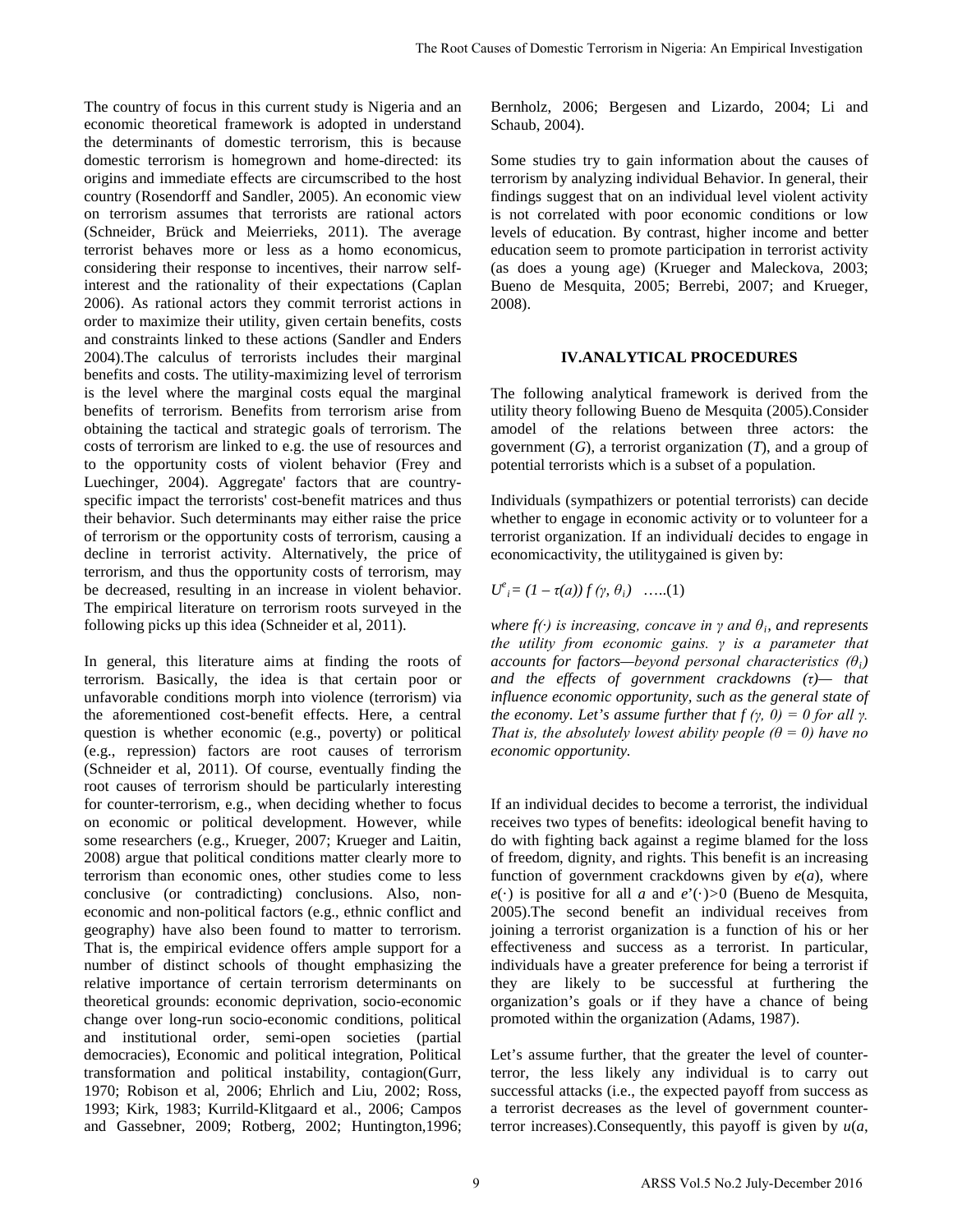The country of focus in this current study is Nigeria and an economic theoretical framework is adopted in understand the determinants of domestic terrorism, this is because domestic terrorism is homegrown and home-directed: its origins and immediate effects are circumscribed to the host country (Rosendorff and Sandler, 2005). An economic view on terrorism assumes that terrorists are rational actors (Schneider, Brück and Meierrieks, 2011). The average terrorist behaves more or less as a homo economicus, considering their response to incentives, their narrow self-interest and the rationality of their expectations (Caplan 2006). As rational actors they commit terrorist actions in order to maximize their utility, given certain benefits, costs and constraints linked to these actions (Sandler and Enders 2004).The calculus of terrorists includes their marginal benefits and costs. The utility-maximizing level of terrorism is the level where the marginal costs equal the marginal benefits of terrorism. Benefits from terrorism arise from obtaining the tactical and strategic goals of terrorism. The costs of terrorism are linked to e.g. the use of resources and to the opportunity costs of violent behavior (Frey and Luechinger, 2004). Aggregate' factors that are country-specific impact the terrorists' cost-benefit matrices and thus their behavior. Such determinants may either raise the price of terrorism or the opportunity costs of terrorism, causing a decline in terrorist activity. Alternatively, the price of terrorism, and thus the opportunity costs of terrorism, may be decreased, resulting in an increase in violent behavior. The empirical literature on terrorism roots surveyed in the following picks up this idea (Schneider et al, 2011).

In general, this literature aims at finding the roots of terrorism. Basically, the idea is that certain poor or unfavorable conditions morph into violence (terrorism) via the aforementioned cost-benefit effects. Here, a central question is whether economic (e.g., poverty) or political (e.g., repression) factors are root causes of terrorism (Schneider et al, 2011). Of course, eventually finding the root causes of terrorism should be particularly interesting for counter-terrorism, e.g., when deciding whether to focus on economic or political development. However, while some researchers (e.g., Krueger, 2007; Krueger and Laitin, 2008) argue that political conditions matter clearly more to terrorism than economic ones, other studies come to less conclusive (or contradicting) conclusions. Also, non-economic and non-political factors (e.g., ethnic conflict and geography) have also been found to matter to terrorism. That is, the empirical evidence offers ample support for a number of distinct schools of thought emphasizing the relative importance of certain terrorism determinants on theoretical grounds: economic deprivation, socio-economic change over long-run socio-economic conditions, political and institutional order, semi-open societies (partial democracies), Economic and political integration, Political transformation and political instability, contagion(Gurr, 1970; Robison et al, 2006; Ehrlich and Liu, 2002; Ross, 1993; Kirk, 1983; Kurrild-Klitgaard et al., 2006; Campos and Gassebner, 2009; Rotberg, 2002; Huntington,1996; Bernholz, 2006; Bergesen and Lizardo, 2004; Li and Schaub, 2004).

Some studies try to gain information about the causes of terrorism by analyzing individual Behavior. In general, their findings suggest that on an individual level violent activity is not correlated with poor economic conditions or low levels of education. By contrast, higher income and better education seem to promote participation in terrorist activity (as does a young age) (Krueger and Maleckova, 2003; Bueno de Mesquita, 2005; Berrebi, 2007; and Krueger, 2008).

## IV.ANALYTICAL PROCEDURES

The following analytical framework is derived from the utility theory following Bueno de Mesquita (2005).Consider amodel of the relations between three actors: the government (*G*), a terrorist organization (*T*), and a group of potential terrorists which is a subset of a population.

Individuals (sympathizers or potential terrorists) can decide whether to engage in economic activity or to volunteer for a terrorist organization. If an individual*i* decides to engage in economicactivity, the utilitygained is given by:

$U^e_i = (1 - \tau(a))\, f(\gamma, \theta_i)$ …..(1)

*where $f(\cdot)$ is increasing, concave in $\gamma$ and $\theta_i$, and represents the utility from economic gains. $\gamma$ is a parameter that accounts for factors—beyond personal characteristics ($\theta_i$) and the effects of government crackdowns ($\tau$)— that influence economic opportunity, such as the general state of the economy. Let's assume further that $f(\gamma, 0) = 0$ for all $\gamma$. That is, the absolutely lowest ability people ($\theta = 0$) have no economic opportunity.*

If an individual decides to become a terrorist, the individual receives two types of benefits: ideological benefit having to do with fighting back against a regime blamed for the loss of freedom, dignity, and rights. This benefit is an increasing function of government crackdowns given by $e(a)$, where $e(\cdot)$ is positive for all $a$ and $e'(\cdot)>0$ (Bueno de Mesquita, 2005).The second benefit an individual receives from joining a terrorist organization is a function of his or her effectiveness and success as a terrorist. In particular, individuals have a greater preference for being a terrorist if they are likely to be successful at furthering the organization's goals or if they have a chance of being promoted within the organization (Adams, 1987).

Let's assume further, that the greater the level of counter-terror, the less likely any individual is to carry out successful attacks (i.e., the expected payoff from success as a terrorist decreases as the level of government counter-terror increases).Consequently, this payoff is given by $u(a,$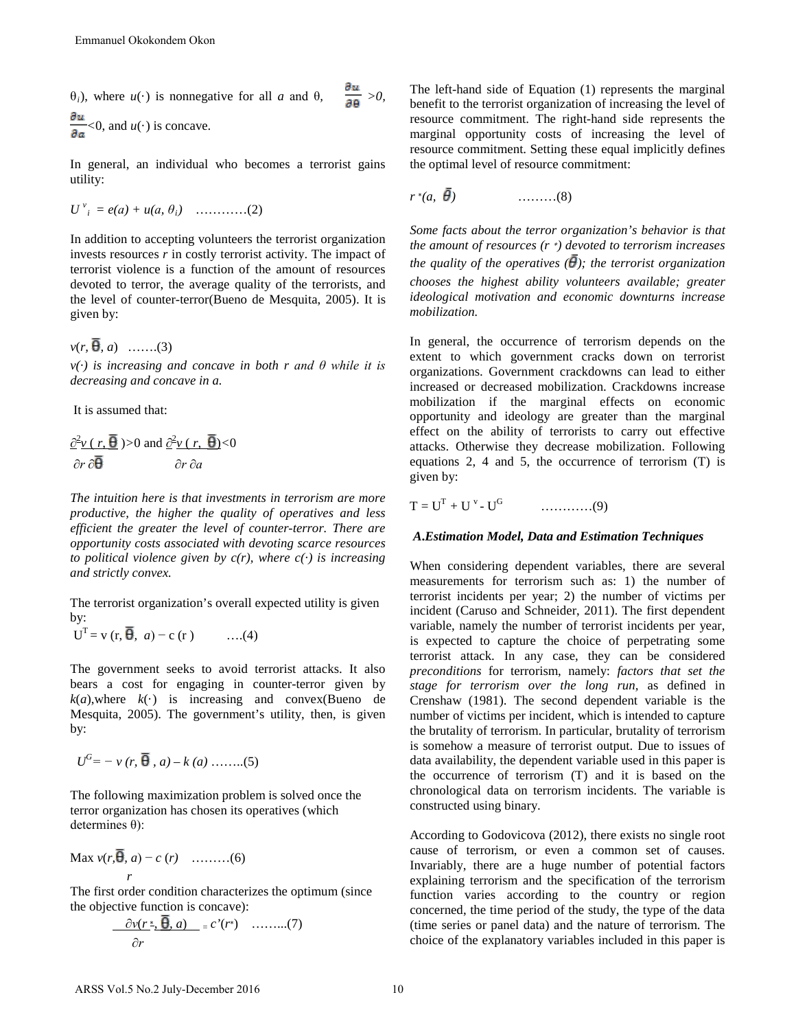$\theta_i$), where $u(\cdot)$ is nonnegative for all $a$ and θ, $\frac{\partial u}{\partial \theta} > 0$, $\frac{\partial u}{\partial a} < 0$, and $u(\cdot)$ is concave.

In general, an individual who becomes a terrorist gains utility:

$$U^v_i = e(a) + u(a, \theta_i) \quad \text{…………(2)}$$

In addition to accepting volunteers the terrorist organization invests resources $r$ in costly terrorist activity. The impact of terrorist violence is a function of the amount of resources devoted to terror, the average quality of the terrorists, and the level of counter-terror(Bueno de Mesquita, 2005). It is given by:

$$v(r, \bar{\theta}, a) \quad \text{…….(3)}$$

*$v(\cdot)$ is increasing and concave in both r and θ while it is decreasing and concave in a.*

It is assumed that:

$$\frac{\partial^2 v(r, \bar{\theta})}{\partial r\, \partial \bar{\theta}} > 0 \text{ and } \frac{\partial^2 v(r, \bar{\theta})}{\partial r\, \partial a} < 0$$

*The intuition here is that investments in terrorism are more productive, the higher the quality of operatives and less efficient the greater the level of counter-terror. There are opportunity costs associated with devoting scarce resources to political violence given by c(r), where c(·) is increasing and strictly convex.*

The terrorist organization's overall expected utility is given by:

$$U^T = v(r, \bar{\theta}, a) - c(r) \quad \text{….(4)}$$

The government seeks to avoid terrorist attacks. It also bears a cost for engaging in counter-terror given by $k(a)$,where $k(\cdot)$ is increasing and convex(Bueno de Mesquita, 2005). The government's utility, then, is given by:

$$U^G = -v(r, \bar{\theta}, a) - k(a) \quad \text{……..(5)}$$

The following maximization problem is solved once the terror organization has chosen its operatives (which determines θ):

$$\max_r v(r, \bar{\theta}, a) - c(r) \quad \text{………(6)}$$

The first order condition characterizes the optimum (since the objective function is concave):

$$\frac{\partial v(r^*, \bar{\theta}, a)}{\partial r} = c'(r^*) \quad \text{……..(7)}$$

The left-hand side of Equation (1) represents the marginal benefit to the terrorist organization of increasing the level of resource commitment. The right-hand side represents the marginal opportunity costs of increasing the level of resource commitment. Setting these equal implicitly defines the optimal level of resource commitment:

$$r^*(a, \bar{\theta}) \quad \text{………(8)}$$

*Some facts about the terror organization's behavior is that the amount of resources ($r^*$) devoted to terrorism increases the quality of the operatives ($\bar{\theta}$); the terrorist organization chooses the highest ability volunteers available; greater ideological motivation and economic downturns increase mobilization.*

In general, the occurrence of terrorism depends on the extent to which government cracks down on terrorist organizations. Government crackdowns can lead to either increased or decreased mobilization. Crackdowns increase mobilization if the marginal effects on economic opportunity and ideology are greater than the marginal effect on the ability of terrorists to carry out effective attacks. Otherwise they decrease mobilization. Following equations 2, 4 and 5, the occurrence of terrorism (T) is given by:

$$T = U^T + U^v - U^G \quad \text{…………(9)}$$

### *A.Estimation Model, Data and Estimation Techniques*

When considering dependent variables, there are several measurements for terrorism such as: 1) the number of terrorist incidents per year; 2) the number of victims per incident (Caruso and Schneider, 2011). The first dependent variable, namely the number of terrorist incidents per year, is expected to capture the choice of perpetrating some terrorist attack. In any case, they can be considered *preconditions* for terrorism, namely: *factors that set the stage for terrorism over the long run,* as defined in Crenshaw (1981). The second dependent variable is the number of victims per incident, which is intended to capture the brutality of terrorism. In particular, brutality of terrorism is somehow a measure of terrorist output. Due to issues of data availability, the dependent variable used in this paper is the occurrence of terrorism (T) and it is based on the chronological data on terrorism incidents. The variable is constructed using binary.

According to Godovicova (2012), there exists no single root cause of terrorism, or even a common set of causes. Invariably, there are a huge number of potential factors explaining terrorism and the specification of the terrorism function varies according to the country or region concerned, the time period of the study, the type of the data (time series or panel data) and the nature of terrorism. The choice of the explanatory variables included in this paper is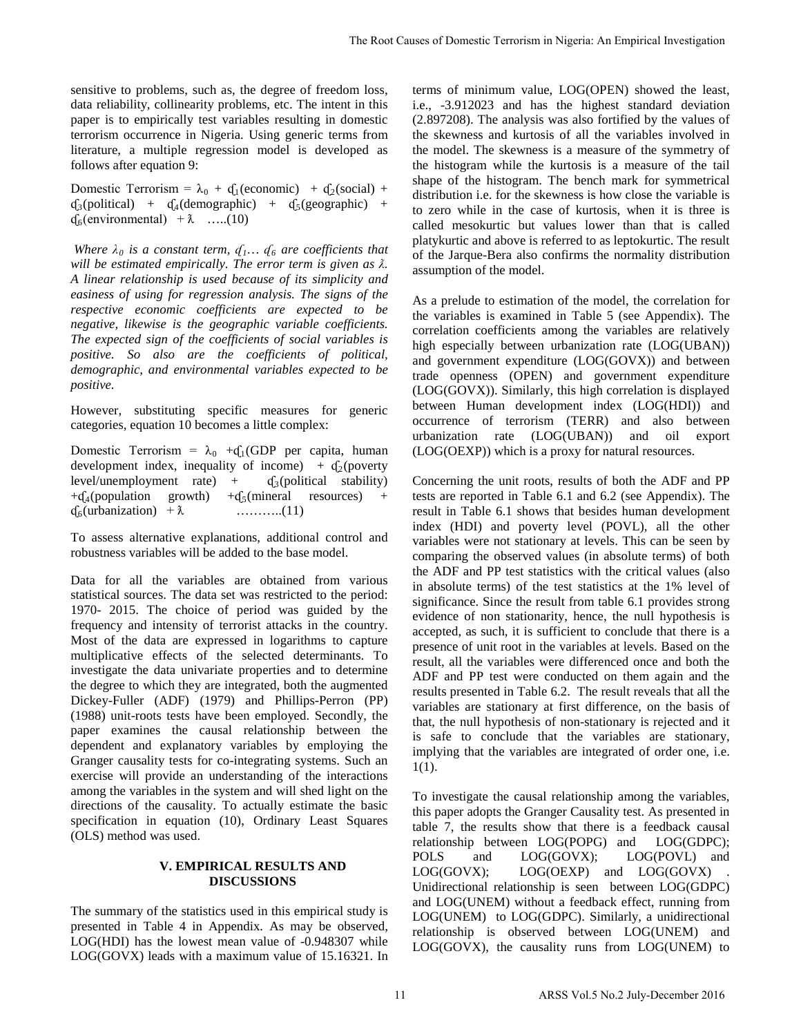sensitive to problems, such as, the degree of freedom loss, data reliability, collinearity problems, etc. The intent in this paper is to empirically test variables resulting in domestic terrorism occurrence in Nigeria. Using generic terms from literature, a multiple regression model is developed as follows after equation 9:

$$\text{Domestic Terrorism} = \lambda_0 + \text{₵}_1(\text{economic}) + \text{₵}_2(\text{social}) + \text{₵}_3(\text{political}) + \text{₵}_4(\text{demographic}) + \text{₵}_5(\text{geographic}) + \text{₵}_6(\text{environmental}) + \lambda \quad \ldots..(10)$$

*Where $\lambda_0$ is a constant term, ₵$_1$… ₵$_6$ are coefficients that will be estimated empirically. The error term is given as $\lambda$. A linear relationship is used because of its simplicity and easiness of using for regression analysis. The signs of the respective economic coefficients are expected to be negative, likewise is the geographic variable coefficients. The expected sign of the coefficients of social variables is positive. So also are the coefficients of political, demographic, and environmental variables expected to be positive.*

However, substituting specific measures for generic categories, equation 10 becomes a little complex:

$$\text{Domestic Terrorism} = \lambda_0 + \text{₵}_1(\text{GDP per capita, human development index, inequality of income}) + \text{₵}_2(\text{poverty level/unemployment rate}) + \text{₵}_3(\text{political stability}) + \text{₵}_4(\text{population growth}) + \text{₵}_5(\text{mineral resources}) + \text{₵}_6(\text{urbanization}) + \lambda \quad \ldots\ldots\ldots..(11)$$

To assess alternative explanations, additional control and robustness variables will be added to the base model.

Data for all the variables are obtained from various statistical sources. The data set was restricted to the period: 1970- 2015. The choice of period was guided by the frequency and intensity of terrorist attacks in the country. Most of the data are expressed in logarithms to capture multiplicative effects of the selected determinants. To investigate the data univariate properties and to determine the degree to which they are integrated, both the augmented Dickey-Fuller (ADF) (1979) and Phillips-Perron (PP) (1988) unit-roots tests have been employed. Secondly, the paper examines the causal relationship between the dependent and explanatory variables by employing the Granger causality tests for co-integrating systems. Such an exercise will provide an understanding of the interactions among the variables in the system and will shed light on the directions of the causality. To actually estimate the basic specification in equation (10), Ordinary Least Squares (OLS) method was used.

## V. EMPIRICAL RESULTS AND DISCUSSIONS

The summary of the statistics used in this empirical study is presented in Table 4 in Appendix. As may be observed, LOG(HDI) has the lowest mean value of -0.948307 while LOG(GOVX) leads with a maximum value of 15.16321. In terms of minimum value, LOG(OPEN) showed the least, i.e., -3.912023 and has the highest standard deviation (2.897208). The analysis was also fortified by the values of the skewness and kurtosis of all the variables involved in the model. The skewness is a measure of the symmetry of the histogram while the kurtosis is a measure of the tail shape of the histogram. The bench mark for symmetrical distribution i.e. for the skewness is how close the variable is to zero while in the case of kurtosis, when it is three is called mesokurtic but values lower than that is called platykurtic and above is referred to as leptokurtic. The result of the Jarque-Bera also confirms the normality distribution assumption of the model.

As a prelude to estimation of the model, the correlation for the variables is examined in Table 5 (see Appendix). The correlation coefficients among the variables are relatively high especially between urbanization rate (LOG(UBAN)) and government expenditure (LOG(GOVX)) and between trade openness (OPEN) and government expenditure (LOG(GOVX)). Similarly, this high correlation is displayed between Human development index (LOG(HDI)) and occurrence of terrorism (TERR) and also between urbanization rate (LOG(UBAN)) and oil export (LOG(OEXP)) which is a proxy for natural resources.

Concerning the unit roots, results of both the ADF and PP tests are reported in Table 6.1 and 6.2 (see Appendix). The result in Table 6.1 shows that besides human development index (HDI) and poverty level (POVL), all the other variables were not stationary at levels. This can be seen by comparing the observed values (in absolute terms) of both the ADF and PP test statistics with the critical values (also in absolute terms) of the test statistics at the 1% level of significance. Since the result from table 6.1 provides strong evidence of non stationarity, hence, the null hypothesis is accepted, as such, it is sufficient to conclude that there is a presence of unit root in the variables at levels. Based on the result, all the variables were differenced once and both the ADF and PP test were conducted on them again and the results presented in Table 6.2. The result reveals that all the variables are stationary at first difference, on the basis of that, the null hypothesis of non-stationary is rejected and it is safe to conclude that the variables are stationary, implying that the variables are integrated of order one, i.e. 1(1).

To investigate the causal relationship among the variables, this paper adopts the Granger Causality test. As presented in table 7, the results show that there is a feedback causal relationship between LOG(POPG) and LOG(GDPC); POLS and LOG(GOVX); LOG(POVL) and LOG(GOVX); LOG(OEXP) and LOG(GOVX) . Unidirectional relationship is seen between LOG(GDPC) and LOG(UNEM) without a feedback effect, running from LOG(UNEM) to LOG(GDPC). Similarly, a unidirectional relationship is observed between LOG(UNEM) and LOG(GOVX), the causality runs from LOG(UNEM) to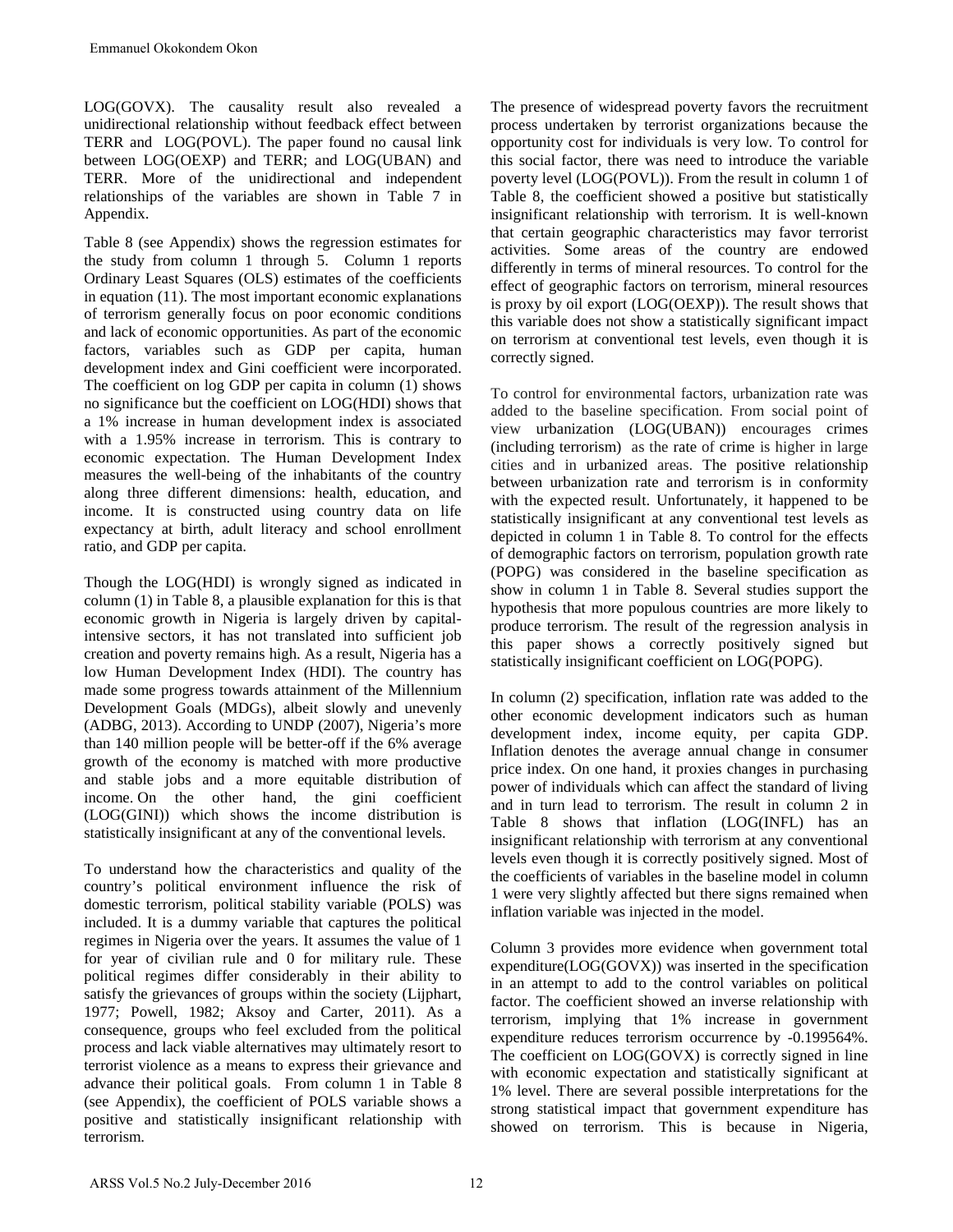LOG(GOVX). The causality result also revealed a unidirectional relationship without feedback effect between TERR and LOG(POVL). The paper found no causal link between LOG(OEXP) and TERR; and LOG(UBAN) and TERR. More of the unidirectional and independent relationships of the variables are shown in Table 7 in Appendix.

Table 8 (see Appendix) shows the regression estimates for the study from column 1 through 5. Column 1 reports Ordinary Least Squares (OLS) estimates of the coefficients in equation (11). The most important economic explanations of terrorism generally focus on poor economic conditions and lack of economic opportunities. As part of the economic factors, variables such as GDP per capita, human development index and Gini coefficient were incorporated. The coefficient on log GDP per capita in column (1) shows no significance but the coefficient on LOG(HDI) shows that a 1% increase in human development index is associated with a 1.95% increase in terrorism. This is contrary to economic expectation. The Human Development Index measures the well-being of the inhabitants of the country along three different dimensions: health, education, and income. It is constructed using country data on life expectancy at birth, adult literacy and school enrollment ratio, and GDP per capita.

Though the LOG(HDI) is wrongly signed as indicated in column (1) in Table 8, a plausible explanation for this is that economic growth in Nigeria is largely driven by capital-intensive sectors, it has not translated into sufficient job creation and poverty remains high. As a result, Nigeria has a low Human Development Index (HDI). The country has made some progress towards attainment of the Millennium Development Goals (MDGs), albeit slowly and unevenly (ADBG, 2013). According to UNDP (2007), Nigeria's more than 140 million people will be better-off if the 6% average growth of the economy is matched with more productive and stable jobs and a more equitable distribution of income. On the other hand, the gini coefficient (LOG(GINI)) which shows the income distribution is statistically insignificant at any of the conventional levels.

To understand how the characteristics and quality of the country's political environment influence the risk of domestic terrorism, political stability variable (POLS) was included. It is a dummy variable that captures the political regimes in Nigeria over the years. It assumes the value of 1 for year of civilian rule and 0 for military rule. These political regimes differ considerably in their ability to satisfy the grievances of groups within the society (Lijphart, 1977; Powell, 1982; Aksoy and Carter, 2011). As a consequence, groups who feel excluded from the political process and lack viable alternatives may ultimately resort to terrorist violence as a means to express their grievance and advance their political goals. From column 1 in Table 8 (see Appendix), the coefficient of POLS variable shows a positive and statistically insignificant relationship with terrorism.

The presence of widespread poverty favors the recruitment process undertaken by terrorist organizations because the opportunity cost for individuals is very low. To control for this social factor, there was need to introduce the variable poverty level (LOG(POVL)). From the result in column 1 of Table 8, the coefficient showed a positive but statistically insignificant relationship with terrorism. It is well-known that certain geographic characteristics may favor terrorist activities. Some areas of the country are endowed differently in terms of mineral resources. To control for the effect of geographic factors on terrorism, mineral resources is proxy by oil export (LOG(OEXP)). The result shows that this variable does not show a statistically significant impact on terrorism at conventional test levels, even though it is correctly signed.

To control for environmental factors, urbanization rate was added to the baseline specification. From social point of view urbanization (LOG(UBAN)) encourages crimes (including terrorism) as the rate of crime is higher in large cities and in urbanized areas. The positive relationship between urbanization rate and terrorism is in conformity with the expected result. Unfortunately, it happened to be statistically insignificant at any conventional test levels as depicted in column 1 in Table 8. To control for the effects of demographic factors on terrorism, population growth rate (POPG) was considered in the baseline specification as show in column 1 in Table 8. Several studies support the hypothesis that more populous countries are more likely to produce terrorism. The result of the regression analysis in this paper shows a correctly positively signed but statistically insignificant coefficient on LOG(POPG).

In column (2) specification, inflation rate was added to the other economic development indicators such as human development index, income equity, per capita GDP. Inflation denotes the average annual change in consumer price index. On one hand, it proxies changes in purchasing power of individuals which can affect the standard of living and in turn lead to terrorism. The result in column 2 in Table 8 shows that inflation (LOG(INFL) has an insignificant relationship with terrorism at any conventional levels even though it is correctly positively signed. Most of the coefficients of variables in the baseline model in column 1 were very slightly affected but there signs remained when inflation variable was injected in the model.

Column 3 provides more evidence when government total expenditure(LOG(GOVX)) was inserted in the specification in an attempt to add to the control variables on political factor. The coefficient showed an inverse relationship with terrorism, implying that 1% increase in government expenditure reduces terrorism occurrence by -0.199564%. The coefficient on LOG(GOVX) is correctly signed in line with economic expectation and statistically significant at 1% level. There are several possible interpretations for the strong statistical impact that government expenditure has showed on terrorism. This is because in Nigeria,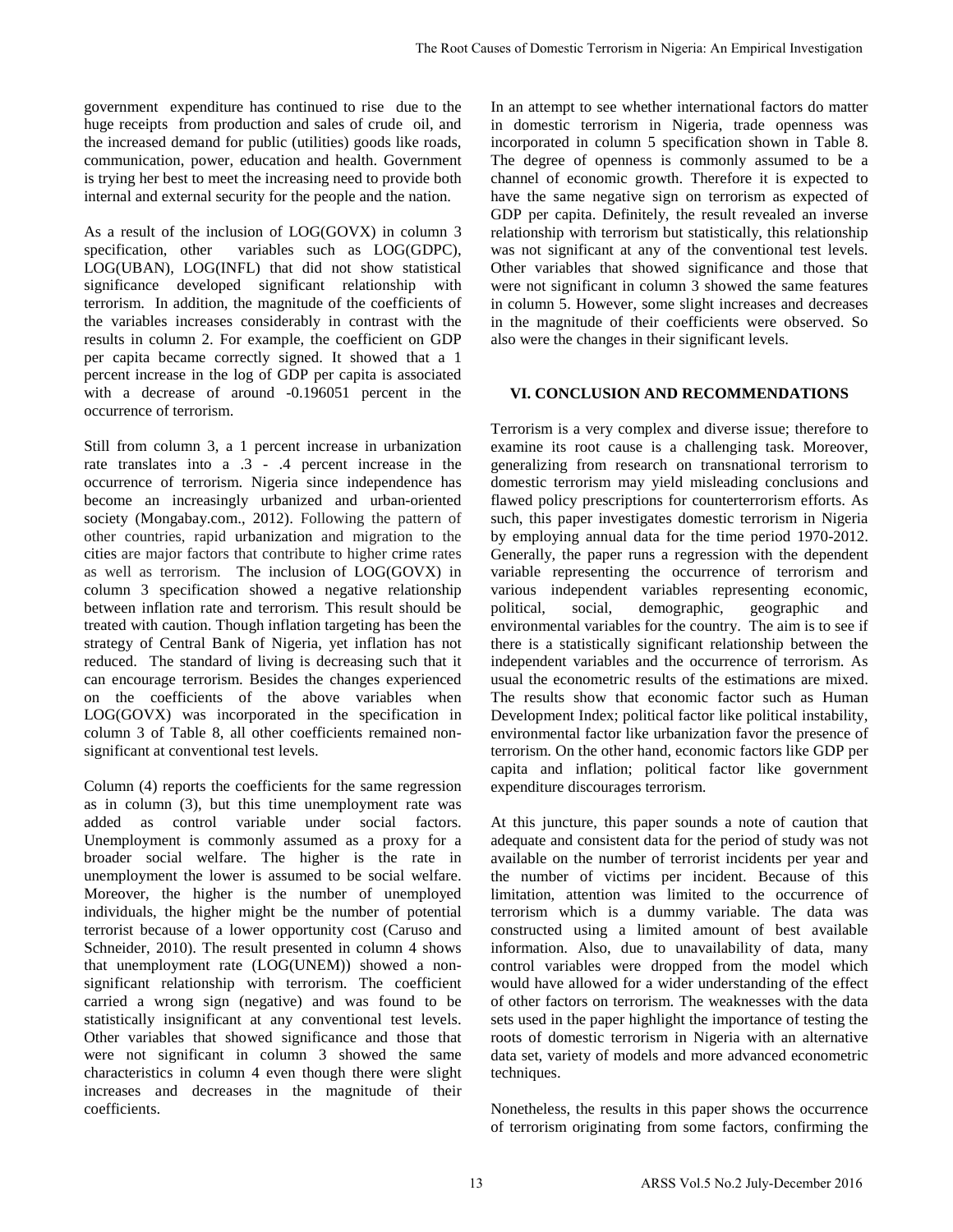government expenditure has continued to rise due to the huge receipts from production and sales of crude oil, and the increased demand for public (utilities) goods like roads, communication, power, education and health. Government is trying her best to meet the increasing need to provide both internal and external security for the people and the nation.

As a result of the inclusion of LOG(GOVX) in column 3 specification, other variables such as LOG(GDPC), LOG(UBAN), LOG(INFL) that did not show statistical significance developed significant relationship with terrorism. In addition, the magnitude of the coefficients of the variables increases considerably in contrast with the results in column 2. For example, the coefficient on GDP per capita became correctly signed. It showed that a 1 percent increase in the log of GDP per capita is associated with a decrease of around -0.196051 percent in the occurrence of terrorism.

Still from column 3, a 1 percent increase in urbanization rate translates into a .3 - .4 percent increase in the occurrence of terrorism. Nigeria since independence has become an increasingly urbanized and urban-oriented society (Mongabay.com., 2012). Following the pattern of other countries, rapid urbanization and migration to the cities are major factors that contribute to higher crime rates as well as terrorism. The inclusion of LOG(GOVX) in column 3 specification showed a negative relationship between inflation rate and terrorism. This result should be treated with caution. Though inflation targeting has been the strategy of Central Bank of Nigeria, yet inflation has not reduced. The standard of living is decreasing such that it can encourage terrorism. Besides the changes experienced on the coefficients of the above variables when LOG(GOVX) was incorporated in the specification in column 3 of Table 8, all other coefficients remained non-significant at conventional test levels.

Column (4) reports the coefficients for the same regression as in column (3), but this time unemployment rate was added as control variable under social factors. Unemployment is commonly assumed as a proxy for a broader social welfare. The higher is the rate in unemployment the lower is assumed to be social welfare. Moreover, the higher is the number of unemployed individuals, the higher might be the number of potential terrorist because of a lower opportunity cost (Caruso and Schneider, 2010). The result presented in column 4 shows that unemployment rate (LOG(UNEM)) showed a non-significant relationship with terrorism. The coefficient carried a wrong sign (negative) and was found to be statistically insignificant at any conventional test levels. Other variables that showed significance and those that were not significant in column 3 showed the same characteristics in column 4 even though there were slight increases and decreases in the magnitude of their coefficients.

In an attempt to see whether international factors do matter in domestic terrorism in Nigeria, trade openness was incorporated in column 5 specification shown in Table 8. The degree of openness is commonly assumed to be a channel of economic growth. Therefore it is expected to have the same negative sign on terrorism as expected of GDP per capita. Definitely, the result revealed an inverse relationship with terrorism but statistically, this relationship was not significant at any of the conventional test levels. Other variables that showed significance and those that were not significant in column 3 showed the same features in column 5. However, some slight increases and decreases in the magnitude of their coefficients were observed. So also were the changes in their significant levels.

## VI. CONCLUSION AND RECOMMENDATIONS

Terrorism is a very complex and diverse issue; therefore to examine its root cause is a challenging task. Moreover, generalizing from research on transnational terrorism to domestic terrorism may yield misleading conclusions and flawed policy prescriptions for counterterrorism efforts. As such, this paper investigates domestic terrorism in Nigeria by employing annual data for the time period 1970-2012. Generally, the paper runs a regression with the dependent variable representing the occurrence of terrorism and various independent variables representing economic, political, social, demographic, geographic and environmental variables for the country. The aim is to see if there is a statistically significant relationship between the independent variables and the occurrence of terrorism. As usual the econometric results of the estimations are mixed. The results show that economic factor such as Human Development Index; political factor like political instability, environmental factor like urbanization favor the presence of terrorism. On the other hand, economic factors like GDP per capita and inflation; political factor like government expenditure discourages terrorism.

At this juncture, this paper sounds a note of caution that adequate and consistent data for the period of study was not available on the number of terrorist incidents per year and the number of victims per incident. Because of this limitation, attention was limited to the occurrence of terrorism which is a dummy variable. The data was constructed using a limited amount of best available information. Also, due to unavailability of data, many control variables were dropped from the model which would have allowed for a wider understanding of the effect of other factors on terrorism. The weaknesses with the data sets used in the paper highlight the importance of testing the roots of domestic terrorism in Nigeria with an alternative data set, variety of models and more advanced econometric techniques.

Nonetheless, the results in this paper shows the occurrence of terrorism originating from some factors, confirming the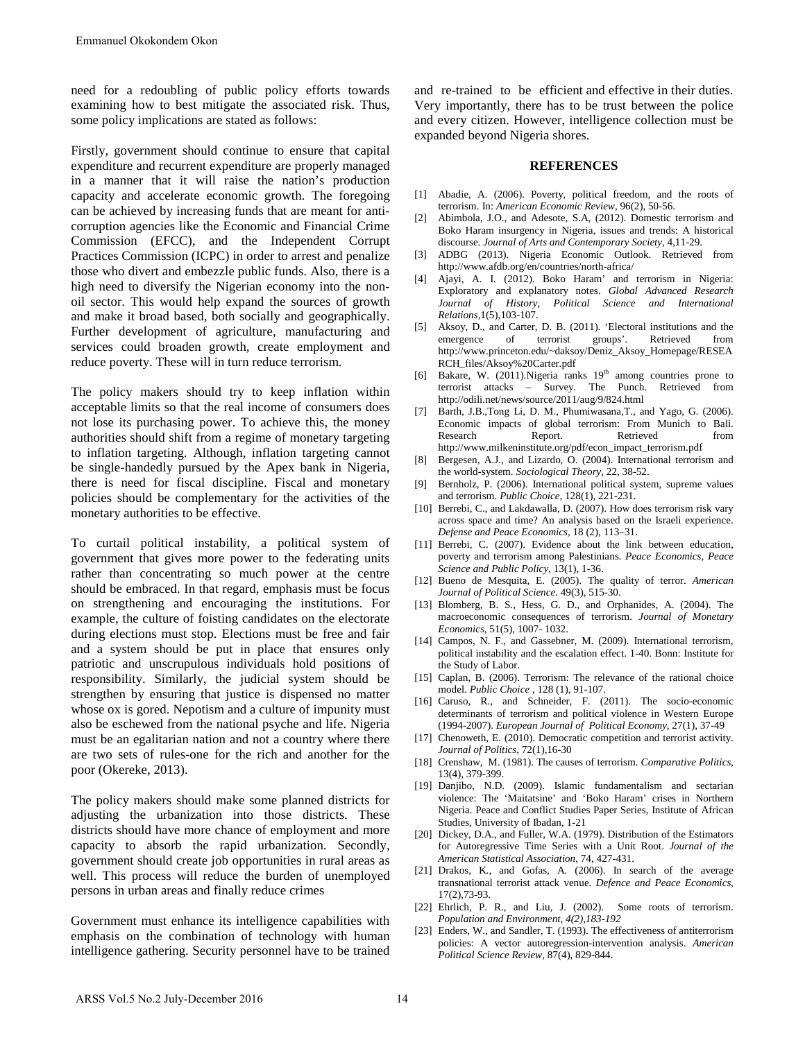need for a redoubling of public policy efforts towards examining how to best mitigate the associated risk. Thus, some policy implications are stated as follows:

Firstly, government should continue to ensure that capital expenditure and recurrent expenditure are properly managed in a manner that it will raise the nation's production capacity and accelerate economic growth. The foregoing can be achieved by increasing funds that are meant for anti-corruption agencies like the Economic and Financial Crime Commission (EFCC), and the Independent Corrupt Practices Commission (ICPC) in order to arrest and penalize those who divert and embezzle public funds. Also, there is a high need to diversify the Nigerian economy into the non-oil sector. This would help expand the sources of growth and make it broad based, both socially and geographically. Further development of agriculture, manufacturing and services could broaden growth, create employment and reduce poverty. These will in turn reduce terrorism.

The policy makers should try to keep inflation within acceptable limits so that the real income of consumers does not lose its purchasing power. To achieve this, the money authorities should shift from a regime of monetary targeting to inflation targeting. Although, inflation targeting cannot be single-handedly pursued by the Apex bank in Nigeria, there is need for fiscal discipline. Fiscal and monetary policies should be complementary for the activities of the monetary authorities to be effective.

To curtail political instability, a political system of government that gives more power to the federating units rather than concentrating so much power at the centre should be embraced. In that regard, emphasis must be focus on strengthening and encouraging the institutions. For example, the culture of foisting candidates on the electorate during elections must stop. Elections must be free and fair and a system should be put in place that ensures only patriotic and unscrupulous individuals hold positions of responsibility. Similarly, the judicial system should be strengthen by ensuring that justice is dispensed no matter whose ox is gored. Nepotism and a culture of impunity must also be eschewed from the national psyche and life. Nigeria must be an egalitarian nation and not a country where there are two sets of rules-one for the rich and another for the poor (Okereke, 2013).

The policy makers should make some planned districts for adjusting the urbanization into those districts. These districts should have more chance of employment and more capacity to absorb the rapid urbanization. Secondly, government should create job opportunities in rural areas as well. This process will reduce the burden of unemployed persons in urban areas and finally reduce crimes

Government must enhance its intelligence capabilities with emphasis on the combination of technology with human intelligence gathering. Security personnel have to be trained and re-trained to be efficient and effective in their duties. Very importantly, there has to be trust between the police and every citizen. However, intelligence collection must be expanded beyond Nigeria shores.

## REFERENCES

[1] Abadie, A. (2006). Poverty, political freedom, and the roots of terrorism. In: *American Economic Review*, 96(2), 50-56.

[2] Abimbola, J.O., and Adesote, S.A, (2012). Domestic terrorism and Boko Haram insurgency in Nigeria, issues and trends: A historical discourse. *Journal of Arts and Contemporary Society*, 4,11-29.

[3] ADBG (2013). Nigeria Economic Outlook. Retrieved from http://www.afdb.org/en/countries/north-africa/

[4] Ajayi, A. I. (2012). Boko Haram' and terrorism in Nigeria: Exploratory and explanatory notes. *Global Advanced Research Journal of History, Political Science and International Relations*,1(5),103-107.

[5] Aksoy, D., and Carter, D. B. (2011). 'Electoral institutions and the emergence of terrorist groups'. Retrieved from http://www.princeton.edu/~daksoy/Deniz_Aksoy_Homepage/RESEARCH_files/Aksoy%20Carter.pdf

[6] Bakare, W. (2011).Nigeria ranks 19th among countries prone to terrorist attacks – Survey. The Punch. Retrieved from http://odili.net/news/source/2011/aug/9/824.html

[7] Barth, J.B.,Tong Li, D. M., Phumiwasana,T., and Yago, G. (2006). Economic impacts of global terrorism: From Munich to Bali. Research Report. Retrieved from http://www.milkeninstitute.org/pdf/econ_impact_terrorism.pdf

[8] Bergesen, A.J., and Lizardo, O. (2004). International terrorism and the world-system. *Sociological Theory*, 22, 38-52.

[9] Bernholz, P. (2006). International political system, supreme values and terrorism. *Public Choice*, 128(1), 221-231.

[10] Berrebi, C., and Lakdawalla, D. (2007). How does terrorism risk vary across space and time? An analysis based on the Israeli experience. *Defense and Peace Economics*, 18 (2), 113–31.

[11] Berrebi, C. (2007). Evidence about the link between education, poverty and terrorism among Palestinians. *Peace Economics, Peace Science and Public Policy*, 13(1), 1-36.

[12] Bueno de Mesquita, E. (2005). The quality of terror. *American Journal of Political Science.* 49(3), 515-30.

[13] Blomberg, B. S., Hess, G. D., and Orphanides, A. (2004). The macroeconomic consequences of terrorism. *Journal of Monetary Economics*, 51(5), 1007- 1032.

[14] Campos, N. F., and Gassebner, M. (2009). International terrorism, political instability and the escalation effect. 1-40. Bonn: Institute for the Study of Labor.

[15] Caplan, B. (2006). Terrorism: The relevance of the rational choice model. *Public Choice* , 128 (1), 91-107.

[16] Caruso, R., and Schneider, F. (2011). The socio-economic determinants of terrorism and political violence in Western Europe (1994-2007). *European Journal of Political Economy*, 27(1), 37-49

[17] Chenoweth, E. (2010). Democratic competition and terrorist activity. *Journal of Politics*, 72(1),16-30

[18] Crenshaw, M. (1981). The causes of terrorism. *Comparative Politics*, 13(4), 379-399.

[19] Danjibo, N.D. (2009). Islamic fundamentalism and sectarian violence: The 'Maitatsine' and 'Boko Haram' crises in Northern Nigeria. Peace and Conflict Studies Paper Series, Institute of African Studies, University of Ibadan, 1-21

[20] Dickey, D.A., and Fuller, W.A. (1979). Distribution of the Estimators for Autoregressive Time Series with a Unit Root. *Journal of the American Statistical Association*, 74, 427-431.

[21] Drakos, K., and Gofas, A. (2006). In search of the average transnational terrorist attack venue. *Defence and Peace Economics*, 17(2),73-93.

[22] Ehrlich, P. R., and Liu, J. (2002). Some roots of terrorism. *Population and Environment, 4(2),183-192*

[23] Enders, W., and Sandler, T. (1993). The effectiveness of antiterrorism policies: A vector autoregression-intervention analysis. *American Political Science Review*, 87(4), 829-844.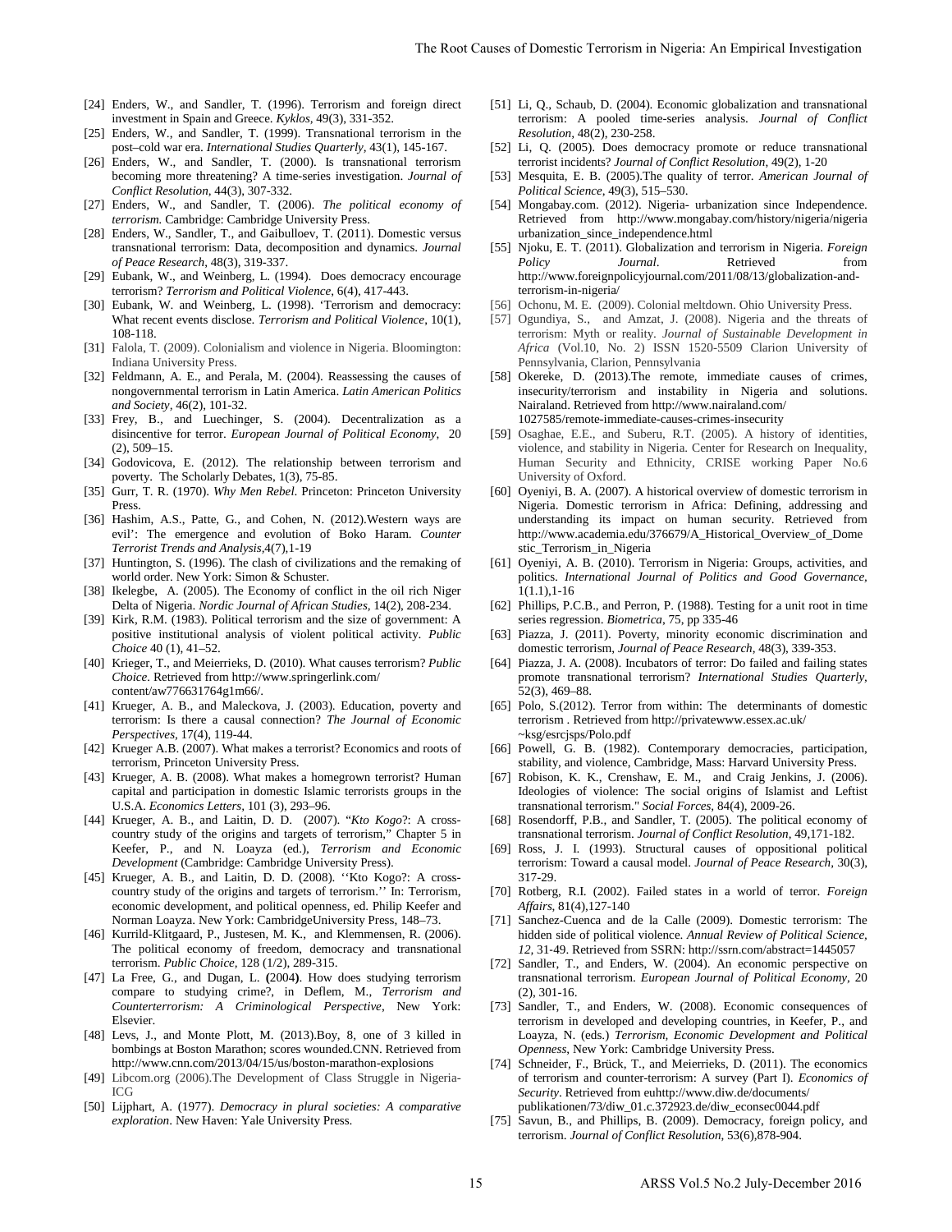[24] Enders, W., and Sandler, T. (1996). Terrorism and foreign direct investment in Spain and Greece. *Kyklos*, 49(3), 331-352.

[25] Enders, W., and Sandler, T. (1999). Transnational terrorism in the post–cold war era. *International Studies Quarterly*, 43(1), 145-167.

[26] Enders, W., and Sandler, T. (2000). Is transnational terrorism becoming more threatening? A time-series investigation. *Journal of Conflict Resolution*, 44(3), 307-332.

[27] Enders, W., and Sandler, T. (2006). *The political economy of terrorism*. Cambridge: Cambridge University Press.

[28] Enders, W., Sandler, T., and Gaibulloev, T. (2011). Domestic versus transnational terrorism: Data, decomposition and dynamics. *Journal of Peace Research*, 48(3), 319-337.

[29] Eubank, W., and Weinberg, L. (1994). Does democracy encourage terrorism? *Terrorism and Political Violence*, 6(4), 417-443.

[30] Eubank, W. and Weinberg, L. (1998). 'Terrorism and democracy: What recent events disclose. *Terrorism and Political Violence*, 10(1), 108-118.

[31] Falola, T. (2009). Colonialism and violence in Nigeria. Bloomington: Indiana University Press.

[32] Feldmann, A. E., and Perala, M. (2004). Reassessing the causes of nongovernmental terrorism in Latin America. *Latin American Politics and Society*, 46(2), 101-32.

[33] Frey, B., and Luechinger, S. (2004). Decentralization as a disincentive for terror. *European Journal of Political Economy*, 20 (2), 509–15.

[34] Godovicova, E. (2012). The relationship between terrorism and poverty. The Scholarly Debates, 1(3), 75-85.

[35] Gurr, T. R. (1970). *Why Men Rebel*. Princeton: Princeton University Press.

[36] Hashim, A.S., Patte, G., and Cohen, N. (2012).Western ways are evil': The emergence and evolution of Boko Haram. *Counter Terrorist Trends and Analysis*,4(7),1-19

[37] Huntington, S. (1996). The clash of civilizations and the remaking of world order. New York: Simon & Schuster.

[38] Ikelegbe, A. (2005). The Economy of conflict in the oil rich Niger Delta of Nigeria. *Nordic Journal of African Studies*, 14(2), 208-234.

[39] Kirk, R.M. (1983). Political terrorism and the size of government: A positive institutional analysis of violent political activity. *Public Choice* 40 (1), 41–52.

[40] Krieger, T., and Meierrieks, D. (2010). What causes terrorism? *Public Choice*. Retrieved from http://www.springerlink.com/ content/aw776631764g1m66/.

[41] Krueger, A. B., and Maleckova, J. (2003). Education, poverty and terrorism: Is there a causal connection? *The Journal of Economic Perspectives*, 17(4), 119-44.

[42] Krueger A.B. (2007). What makes a terrorist? Economics and roots of terrorism, Princeton University Press.

[43] Krueger, A. B. (2008). What makes a homegrown terrorist? Human capital and participation in domestic Islamic terrorists groups in the U.S.A. *Economics Letters*, 101 (3), 293–96.

[44] Krueger, A. B., and Laitin, D. D. (2007). "*Kto Kogo*?: A cross-country study of the origins and targets of terrorism," Chapter 5 in Keefer, P., and N. Loayza (ed.), *Terrorism and Economic Development* (Cambridge: Cambridge University Press).

[45] Krueger, A. B., and Laitin, D. D. (2008). ''Kto Kogo?: A cross-country study of the origins and targets of terrorism.'' In: Terrorism, economic development, and political openness, ed. Philip Keefer and Norman Loayza. New York: CambridgeUniversity Press, 148–73.

[46] Kurrild-Klitgaard, P., Justesen, M. K., and Klemmensen, R. (2006). The political economy of freedom, democracy and transnational terrorism. *Public Choice*, 128 (1/2), 289-315.

[47] La Free, G., and Dugan, L. **(**2004**)**. How does studying terrorism compare to studying crime?, in Deflem, M., *Terrorism and Counterterrorism: A Criminological Perspective*, New York: Elsevier.

[48] Levs, J., and Monte Plott, M. (2013).Boy, 8, one of 3 killed in bombings at Boston Marathon; scores wounded.CNN. Retrieved from http://www.cnn.com/2013/04/15/us/boston-marathon-explosions

[49] Libcom.org (2006).The Development of Class Struggle in Nigeria-ICG

[50] Lijphart, A. (1977). *Democracy in plural societies: A comparative exploration*. New Haven: Yale University Press.

[51] Li, Q., Schaub, D. (2004). Economic globalization and transnational terrorism: A pooled time-series analysis. *Journal of Conflict Resolution*, 48(2), 230-258.

[52] Li, Q. (2005). Does democracy promote or reduce transnational terrorist incidents? *Journal of Conflict Resolution*, 49(2), 1-20

[53] Mesquita, E. B. (2005).The quality of terror. *American Journal of Political Science*, 49(3), 515–530.

[54] Mongabay.com. (2012). Nigeria- urbanization since Independence. Retrieved from http://www.mongabay.com/history/nigeria/nigeria urbanization_since_independence.html

[55] Njoku, E. T. (2011). Globalization and terrorism in Nigeria. *Foreign Policy Journal*. Retrieved from http://www.foreignpolicyjournal.com/2011/08/13/globalization-and-terrorism-in-nigeria/

[56] Ochonu, M. E. (2009). Colonial meltdown. Ohio University Press.

[57] Ogundiya, S., and Amzat, J. (2008). Nigeria and the threats of terrorism: Myth or reality. *Journal of Sustainable Development in Africa* (Vol.10, No. 2) ISSN 1520-5509 Clarion University of Pennsylvania, Clarion, Pennsylvania

[58] Okereke, D. (2013).The remote, immediate causes of crimes, insecurity/terrorism and instability in Nigeria and solutions. Nairaland. Retrieved from http://www.nairaland.com/ 1027585/remote-immediate-causes-crimes-insecurity

[59] Osaghae, E.E., and Suberu, R.T. (2005). A history of identities, violence, and stability in Nigeria. Center for Research on Inequality, Human Security and Ethnicity, CRISE working Paper No.6 University of Oxford.

[60] Oyeniyi, B. A. (2007). A historical overview of domestic terrorism in Nigeria. Domestic terrorism in Africa: Defining, addressing and understanding its impact on human security. Retrieved from http://www.academia.edu/376679/A_Historical_Overview_of_Domestic_Terrorism_in_Nigeria

[61] Oyeniyi, A. B. (2010). Terrorism in Nigeria: Groups, activities, and politics. *International Journal of Politics and Good Governance*, 1(1.1),1-16

[62] Phillips, P.C.B., and Perron, P. (1988). Testing for a unit root in time series regression. *Biometrica*, 75, pp 335-46

[63] Piazza, J. (2011). Poverty, minority economic discrimination and domestic terrorism, *Journal of Peace Research*, 48(3), 339-353.

[64] Piazza, J. A. (2008). Incubators of terror: Do failed and failing states promote transnational terrorism? *International Studies Quarterly*, 52(3), 469–88.

[65] Polo, S.(2012). Terror from within: The determinants of domestic terrorism . Retrieved from http://privatewww.essex.ac.uk/ ~ksg/esrcjsps/Polo.pdf

[66] Powell, G. B. (1982). Contemporary democracies, participation, stability, and violence, Cambridge, Mass: Harvard University Press.

[67] Robison, K. K., Crenshaw, E. M., and Craig Jenkins, J. (2006). Ideologies of violence: The social origins of Islamist and Leftist transnational terrorism." *Social Forces*, 84(4), 2009-26.

[68] Rosendorff, P.B., and Sandler, T. (2005). The political economy of transnational terrorism. *Journal of Conflict Resolution*, 49,171-182.

[69] Ross, J. I. (1993). Structural causes of oppositional political terrorism: Toward a causal model. *Journal of Peace Research*, 30(3), 317-29.

[70] Rotberg, R.I. (2002). Failed states in a world of terror. *Foreign Affairs*, 81(4),127-140

[71] Sanchez-Cuenca and de la Calle (2009). Domestic terrorism: The hidden side of political violence. *Annual Review of Political Science*, *12*, 31-49. Retrieved from SSRN: http://ssrn.com/abstract=1445057

[72] Sandler, T., and Enders, W. (2004). An economic perspective on transnational terrorism. *European Journal of Political Economy*, 20 (2), 301-16.

[73] Sandler, T., and Enders, W. (2008). Economic consequences of terrorism in developed and developing countries, in Keefer, P., and Loayza, N. (eds.) *Terrorism, Economic Development and Political Openness*, New York: Cambridge University Press.

[74] Schneider, F., Brück, T., and Meierrieks, D. (2011). The economics of terrorism and counter-terrorism: A survey (Part I). *Economics of Security*. Retrieved from euhttp://www.diw.de/documents/ publikationen/73/diw_01.c.372923.de/diw_econsec0044.pdf

[75] Savun, B., and Phillips, B. (2009). Democracy, foreign policy, and terrorism. *Journal of Conflict Resolution*, 53(6),878-904.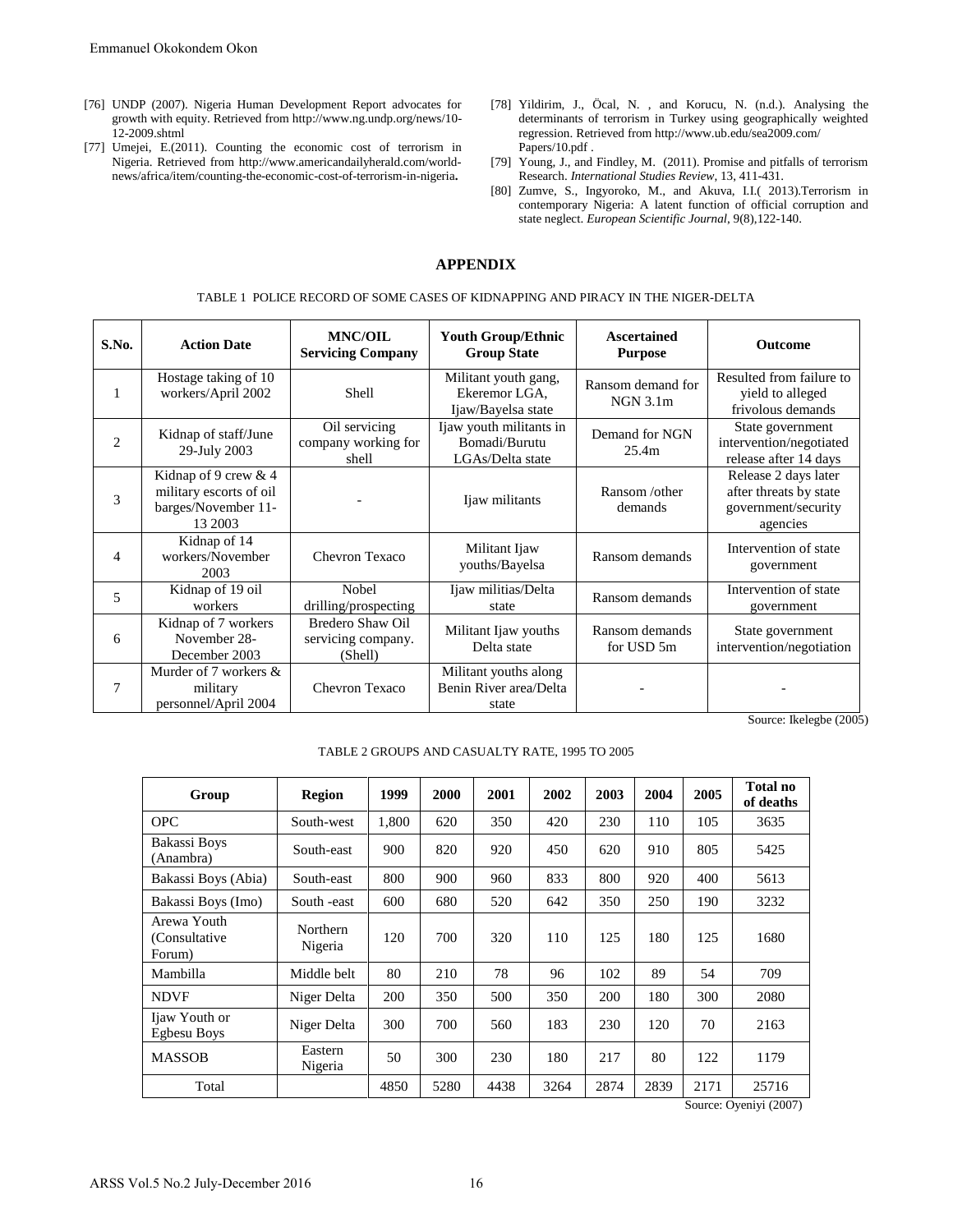[76] UNDP (2007). Nigeria Human Development Report advocates for growth with equity. Retrieved from http://www.ng.undp.org/news/10-12-2009.shtml

[77] Umejei, E.(2011). Counting the economic cost of terrorism in Nigeria. Retrieved from http://www.americandailyherald.com/world-news/africa/item/counting-the-economic-cost-of-terrorism-in-nigeria**.**

[78] Yildirim, J., Öcal, N. , and Korucu, N. (n.d.). Analysing the determinants of terrorism in Turkey using geographically weighted regression. Retrieved from http://www.ub.edu/sea2009.com/ Papers/10.pdf .

[79] Young, J., and Findley, M. (2011). Promise and pitfalls of terrorism Research. *International Studies Review*, 13, 411-431.

[80] Zumve, S., Ingyoroko, M., and Akuva, I.I.( 2013).Terrorism in contemporary Nigeria: A latent function of official corruption and state neglect. *European Scientific Journal*, 9(8),122-140.

## APPENDIX

TABLE 1 POLICE RECORD OF SOME CASES OF KIDNAPPING AND PIRACY IN THE NIGER-DELTA

| S.No. | Action Date | MNC/OIL Servicing Company | Youth Group/Ethnic Group State | Ascertained Purpose | Outcome |
|---|---|---|---|---|---|
| 1 | Hostage taking of 10 workers/April 2002 | Shell | Militant youth gang, Ekeremor LGA, Ijaw/Bayelsa state | Ransom demand for NGN 3.1m | Resulted from failure to yield to alleged frivolous demands |
| 2 | Kidnap of staff/June 29-July 2003 | Oil servicing company working for shell | Ijaw youth militants in Bomadi/Burutu LGAs/Delta state | Demand for NGN 25.4m | State government intervention/negotiated release after 14 days |
| 3 | Kidnap of 9 crew & 4 military escorts of oil barges/November 11-13 2003 | - | Ijaw militants | Ransom /other demands | Release 2 days later after threats by state government/security agencies |
| 4 | Kidnap of 14 workers/November 2003 | Chevron Texaco | Militant Ijaw youths/Bayelsa | Ransom demands | Intervention of state government |
| 5 | Kidnap of 19 oil workers | Nobel drilling/prospecting | Ijaw militias/Delta state | Ransom demands | Intervention of state government |
| 6 | Kidnap of 7 workers November 28-December 2003 | Bredero Shaw Oil servicing company. (Shell) | Militant Ijaw youths Delta state | Ransom demands for USD 5m | State government intervention/negotiation |
| 7 | Murder of 7 workers & military personnel/April 2004 | Chevron Texaco | Militant youths along Benin River area/Delta state | - | - |

Source: Ikelegbe (2005)

TABLE 2 GROUPS AND CASUALTY RATE, 1995 TO 2005

| Group | Region | 1999 | 2000 | 2001 | 2002 | 2003 | 2004 | 2005 | Total no of deaths |
|---|---|---|---|---|---|---|---|---|---|
| OPC | South-west | 1,800 | 620 | 350 | 420 | 230 | 110 | 105 | 3635 |
| Bakassi Boys (Anambra) | South-east | 900 | 820 | 920 | 450 | 620 | 910 | 805 | 5425 |
| Bakassi Boys (Abia) | South-east | 800 | 900 | 960 | 833 | 800 | 920 | 400 | 5613 |
| Bakassi Boys (Imo) | South -east | 600 | 680 | 520 | 642 | 350 | 250 | 190 | 3232 |
| Arewa Youth (Consultative Forum) | Northern Nigeria | 120 | 700 | 320 | 110 | 125 | 180 | 125 | 1680 |
| Mambilla | Middle belt | 80 | 210 | 78 | 96 | 102 | 89 | 54 | 709 |
| NDVF | Niger Delta | 200 | 350 | 500 | 350 | 200 | 180 | 300 | 2080 |
| Ijaw Youth or Egbesu Boys | Niger Delta | 300 | 700 | 560 | 183 | 230 | 120 | 70 | 2163 |
| MASSOB | Eastern Nigeria | 50 | 300 | 230 | 180 | 217 | 80 | 122 | 1179 |
| Total | | 4850 | 5280 | 4438 | 3264 | 2874 | 2839 | 2171 | 25716 |

Source: Oyeniyi (2007)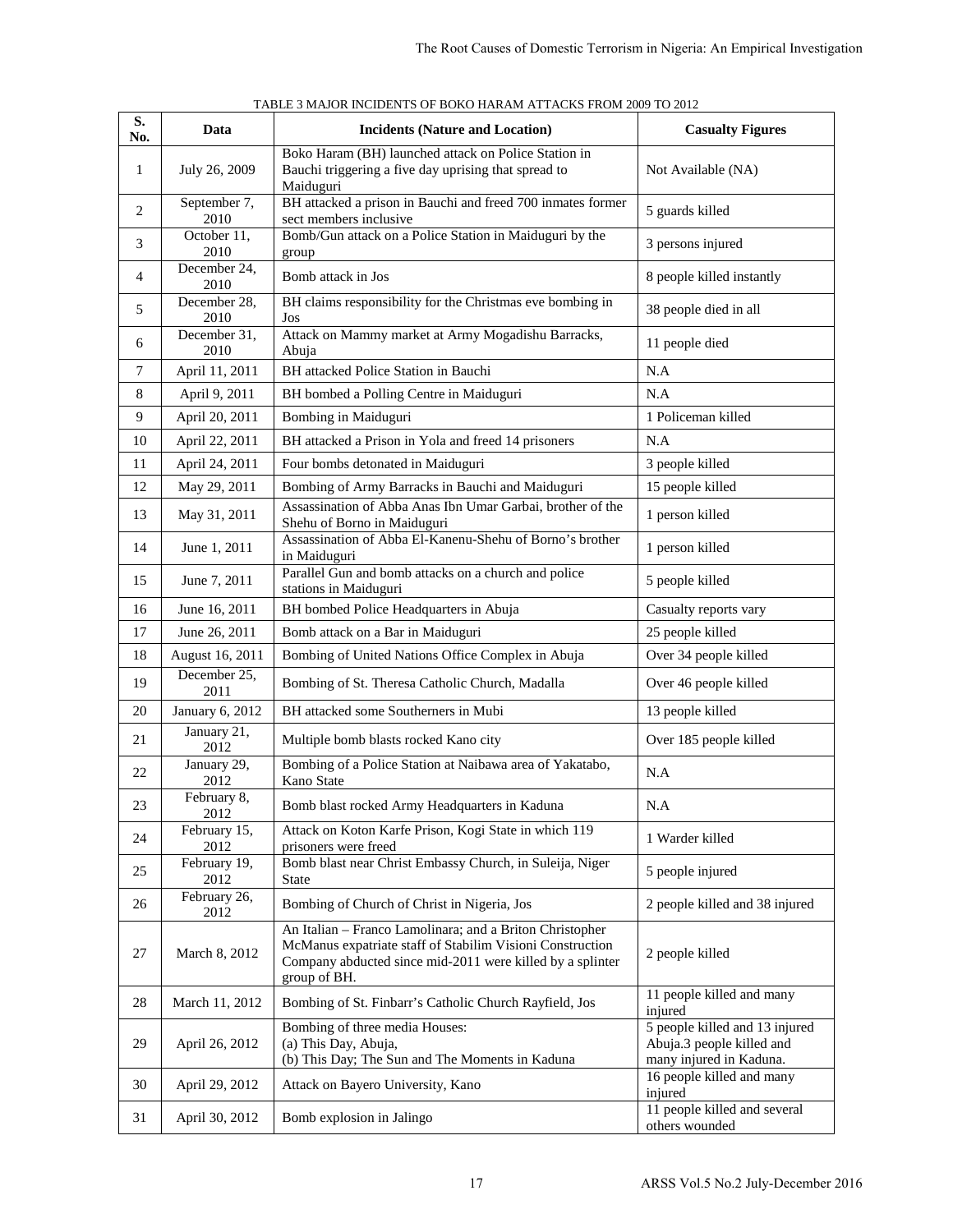TABLE 3 MAJOR INCIDENTS OF BOKO HARAM ATTACKS FROM 2009 TO 2012

| S. No. | Data | Incidents (Nature and Location) | Casualty Figures |
|---|---|---|---|
| 1 | July 26, 2009 | Boko Haram (BH) launched attack on Police Station in Bauchi triggering a five day uprising that spread to Maiduguri | Not Available (NA) |
| 2 | September 7, 2010 | BH attacked a prison in Bauchi and freed 700 inmates former sect members inclusive | 5 guards killed |
| 3 | October 11, 2010 | Bomb/Gun attack on a Police Station in Maiduguri by the group | 3 persons injured |
| 4 | December 24, 2010 | Bomb attack in Jos | 8 people killed instantly |
| 5 | December 28, 2010 | BH claims responsibility for the Christmas eve bombing in Jos | 38 people died in all |
| 6 | December 31, 2010 | Attack on Mammy market at Army Mogadishu Barracks, Abuja | 11 people died |
| 7 | April 11, 2011 | BH attacked Police Station in Bauchi | N.A |
| 8 | April 9, 2011 | BH bombed a Polling Centre in Maiduguri | N.A |
| 9 | April 20, 2011 | Bombing in Maiduguri | 1 Policeman killed |
| 10 | April 22, 2011 | BH attacked a Prison in Yola and freed 14 prisoners | N.A |
| 11 | April 24, 2011 | Four bombs detonated in Maiduguri | 3 people killed |
| 12 | May 29, 2011 | Bombing of Army Barracks in Bauchi and Maiduguri | 15 people killed |
| 13 | May 31, 2011 | Assassination of Abba Anas Ibn Umar Garbai, brother of the Shehu of Borno in Maiduguri | 1 person killed |
| 14 | June 1, 2011 | Assassination of Abba El-Kanenu-Shehu of Borno's brother in Maiduguri | 1 person killed |
| 15 | June 7, 2011 | Parallel Gun and bomb attacks on a church and police stations in Maiduguri | 5 people killed |
| 16 | June 16, 2011 | BH bombed Police Headquarters in Abuja | Casualty reports vary |
| 17 | June 26, 2011 | Bomb attack on a Bar in Maiduguri | 25 people killed |
| 18 | August 16, 2011 | Bombing of United Nations Office Complex in Abuja | Over 34 people killed |
| 19 | December 25, 2011 | Bombing of St. Theresa Catholic Church, Madalla | Over 46 people killed |
| 20 | January 6, 2012 | BH attacked some Southerners in Mubi | 13 people killed |
| 21 | January 21, 2012 | Multiple bomb blasts rocked Kano city | Over 185 people killed |
| 22 | January 29, 2012 | Bombing of a Police Station at Naibawa area of Yakatabo, Kano State | N.A |
| 23 | February 8, 2012 | Bomb blast rocked Army Headquarters in Kaduna | N.A |
| 24 | February 15, 2012 | Attack on Koton Karfe Prison, Kogi State in which 119 prisoners were freed | 1 Warder killed |
| 25 | February 19, 2012 | Bomb blast near Christ Embassy Church, in Suleija, Niger State | 5 people injured |
| 26 | February 26, 2012 | Bombing of Church of Christ in Nigeria, Jos | 2 people killed and 38 injured |
| 27 | March 8, 2012 | An Italian – Franco Lamolinara; and a Briton Christopher McManus expatriate staff of Stabilim Visioni Construction Company abducted since mid-2011 were killed by a splinter group of BH. | 2 people killed |
| 28 | March 11, 2012 | Bombing of St. Finbarr's Catholic Church Rayfield, Jos | 11 people killed and many injured |
| 29 | April 26, 2012 | Bombing of three media Houses: (a) This Day, Abuja, (b) This Day; The Sun and The Moments in Kaduna | 5 people killed and 13 injured Abuja.3 people killed and many injured in Kaduna. |
| 30 | April 29, 2012 | Attack on Bayero University, Kano | 16 people killed and many injured |
| 31 | April 30, 2012 | Bomb explosion in Jalingo | 11 people killed and several others wounded |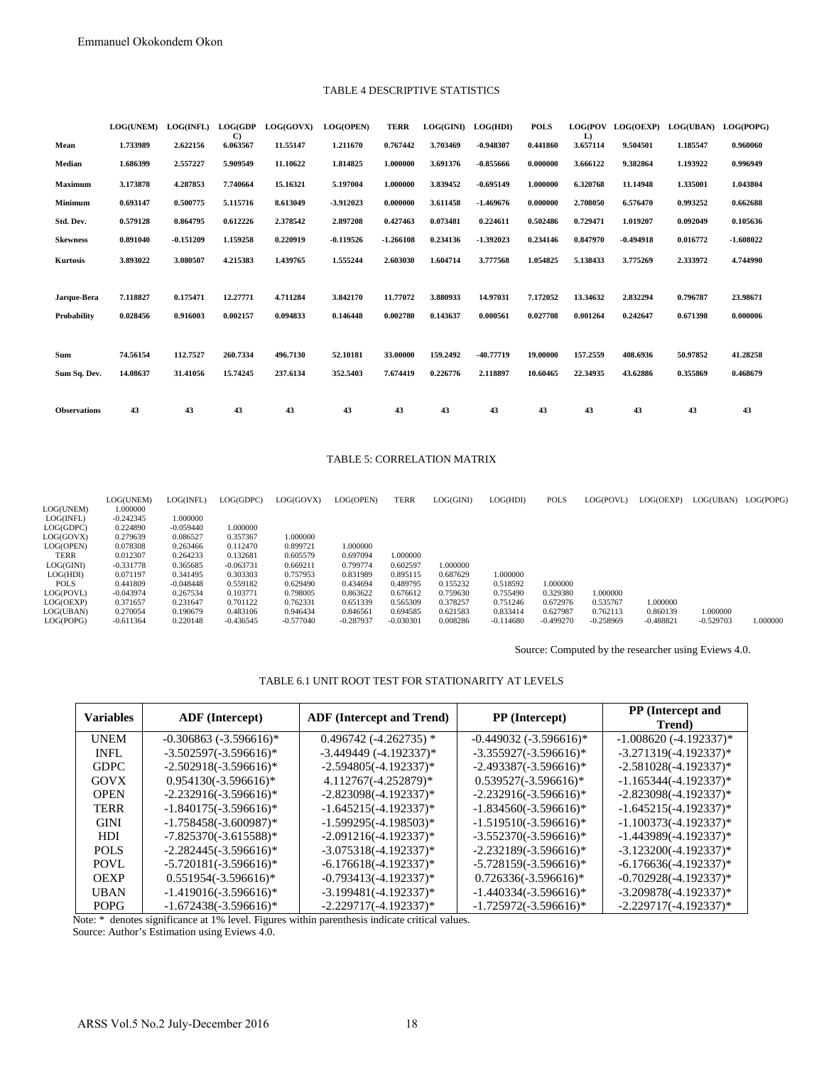TABLE 4 DESCRIPTIVE STATISTICS

| | LOG(UNEM) | LOG(INFL) | LOG(GDPC) | LOG(GOVX) | LOG(OPEN) | TERR | LOG(GINI) | LOG(HDI) | POLS | LOG(POVL) | LOG(OEXP) | LOG(UBAN) | LOG(POPG) |
|---|---|---|---|---|---|---|---|---|---|---|---|---|---|
| **Mean** | 1.733989 | 2.622156 | 6.063567 | 11.55147 | 1.211670 | 0.767442 | 3.703469 | -0.948307 | 0.441860 | 3.657114 | 9.504501 | 1.185547 | 0.960060 |
| **Median** | 1.686399 | 2.557227 | 5.909549 | 11.10622 | 1.814825 | 1.000000 | 3.691376 | -0.855666 | 0.000000 | 3.666122 | 9.382864 | 1.193922 | 0.996949 |
| **Maximum** | 3.173878 | 4.287853 | 7.740664 | 15.16321 | 5.197004 | 1.000000 | 3.839452 | -0.695149 | 1.000000 | 6.320768 | 11.14948 | 1.335001 | 1.043804 |
| **Minimum** | 0.693147 | 0.500775 | 5.115716 | 8.613049 | -3.912023 | 0.000000 | 3.611458 | -1.469676 | 0.000000 | 2.708050 | 6.576470 | 0.993252 | 0.662688 |
| **Std. Dev.** | 0.579128 | 0.864795 | 0.612226 | 2.378542 | 2.897208 | 0.427463 | 0.073481 | 0.224611 | 0.502486 | 0.729471 | 1.019207 | 0.092049 | 0.105636 |
| **Skewness** | 0.891040 | -0.151209 | 1.159258 | 0.220919 | -0.119526 | -1.266108 | 0.234136 | -1.392023 | 0.234146 | 0.847970 | -0.494918 | 0.016772 | -1.608022 |
| **Kurtosis** | 3.893022 | 3.080507 | 4.215383 | 1.439765 | 1.555244 | 2.603030 | 1.604714 | 3.777568 | 1.054825 | 5.138433 | 3.775269 | 2.333972 | 4.744990 |
| **Jarque-Bera** | 7.118827 | 0.175471 | 12.27771 | 4.711284 | 3.842170 | 11.77072 | 3.880933 | 14.97031 | 7.172052 | 13.34632 | 2.832294 | 0.796787 | 23.98671 |
| **Probability** | 0.028456 | 0.916003 | 0.002157 | 0.094833 | 0.146448 | 0.002780 | 0.143637 | 0.000561 | 0.027708 | 0.001264 | 0.242647 | 0.671398 | 0.000006 |
| **Sum** | 74.56154 | 112.7527 | 260.7334 | 496.7130 | 52.10181 | 33.00000 | 159.2492 | -40.77719 | 19.00000 | 157.2559 | 408.6936 | 50.97852 | 41.28258 |
| **Sum Sq. Dev.** | 14.08637 | 31.41056 | 15.74245 | 237.6134 | 352.5403 | 7.674419 | 0.226776 | 2.118897 | 10.60465 | 22.34935 | 43.62886 | 0.355869 | 0.468679 |
| **Observations** | 43 | 43 | 43 | 43 | 43 | 43 | 43 | 43 | 43 | 43 | 43 | 43 | 43 |

TABLE 5: CORRELATION MATRIX

| | LOG(UNEM) | LOG(INFL) | LOG(GDPC) | LOG(GOVX) | LOG(OPEN) | TERR | LOG(GINI) | LOG(HDI) | POLS | LOG(POVL) | LOG(OEXP) | LOG(UBAN) | LOG(POPG) |
|---|---|---|---|---|---|---|---|---|---|---|---|---|---|
| LOG(UNEM) | 1.000000 | | | | | | | | | | | | |
| LOG(INFL) | -0.242345 | 1.000000 | | | | | | | | | | | |
| LOG(GDPC) | 0.224890 | -0.059440 | 1.000000 | | | | | | | | | | |
| LOG(GOVX) | 0.279639 | 0.086527 | 0.357367 | 1.000000 | | | | | | | | | |
| LOG(OPEN) | 0.078308 | 0.263466 | 0.112470 | 0.899721 | 1.000000 | | | | | | | | |
| TERR | 0.012307 | 0.264233 | 0.132681 | 0.605579 | 0.697094 | 1.000000 | | | | | | | |
| LOG(GINI) | -0.331778 | 0.365685 | -0.063731 | 0.669211 | 0.799774 | 0.602597 | 1.000000 | | | | | | |
| LOG(HDI) | 0.071197 | 0.341495 | 0.303303 | 0.757953 | 0.831989 | 0.895115 | 0.687629 | 1.000000 | | | | | |
| POLS | 0.441809 | -0.048448 | 0.559182 | 0.629490 | 0.434694 | 0.489795 | 0.155232 | 0.518592 | 1.000000 | | | | |
| LOG(POVL) | -0.043974 | 0.267534 | 0.103771 | 0.798005 | 0.863622 | 0.676612 | 0.759630 | 0.755490 | 0.329380 | 1.000000 | | | |
| LOG(OEXP) | 0.371657 | 0.231647 | 0.701122 | 0.762331 | 0.651339 | 0.565309 | 0.378257 | 0.751246 | 0.672976 | 0.535767 | 1.000000 | | |
| LOG(UBAN) | 0.270054 | 0.190679 | 0.483106 | 0.946434 | 0.846561 | 0.694585 | 0.621583 | 0.833414 | 0.627987 | 0.762113 | 0.860139 | 1.000000 | |
| LOG(POPG) | -0.611364 | 0.220148 | -0.436545 | -0.577040 | -0.287937 | -0.030301 | 0.008286 | -0.114680 | -0.499270 | -0.258969 | -0.488821 | -0.529703 | 1.000000 |

Source: Computed by the researcher using Eviews 4.0.

TABLE 6.1 UNIT ROOT TEST FOR STATIONARITY AT LEVELS

| Variables | ADF (Intercept) | ADF (Intercept and Trend) | PP (Intercept) | PP (Intercept and Trend) |
|---|---|---|---|---|
| UNEM | -0.306863 (-3.596616)* | 0.496742 (-4.262735) * | -0.449032 (-3.596616)* | -1.008620 (-4.192337)* |
| INFL | -3.502597(-3.596616)* | -3.449449 (-4.192337)* | -3.355927(-3.596616)* | -3.271319(-4.192337)* |
| GDPC | -2.502918(-3.596616)* | -2.594805(-4.192337)* | -2.493387(-3.596616)* | -2.581028(-4.192337)* |
| GOVX | 0.954130(-3.596616)* | 4.112767(-4.252879)* | 0.539527(-3.596616)* | -1.165344(-4.192337)* |
| OPEN | -2.232916(-3.596616)* | -2.823098(-4.192337)* | -2.232916(-3.596616)* | -2.823098(-4.192337)* |
| TERR | -1.840175(-3.596616)* | -1.645215(-4.192337)* | -1.834560(-3.596616)* | -1.645215(-4.192337)* |
| GINI | -1.758458(-3.600987)* | -1.599295(-4.198503)* | -1.519510(-3.596616)* | -1.100373(-4.192337)* |
| HDI | -7.825370(-3.615588)* | -2.091216(-4.192337)* | -3.552370(-3.596616)* | -1.443989(-4.192337)* |
| POLS | -2.282445(-3.596616)* | -3.075318(-4.192337)* | -2.232189(-3.596616)* | -3.123200(-4.192337)* |
| POVL | -5.720181(-3.596616)* | -6.176618(-4.192337)* | -5.728159(-3.596616)* | -6.176636(-4.192337)* |
| OEXP | 0.551954(-3.596616)* | -0.793413(-4.192337)* | 0.726336(-3.596616)* | -0.702928(-4.192337)* |
| UBAN | -1.419016(-3.596616)* | -3.199481(-4.192337)* | -1.440334(-3.596616)* | -3.209878(-4.192337)* |
| POPG | -1.672438(-3.596616)* | -2.229717(-4.192337)* | -1.725972(-3.596616)* | -2.229717(-4.192337)* |

Note: * denotes significance at 1% level. Figures within parenthesis indicate critical values.
Source: Author's Estimation using Eviews 4.0.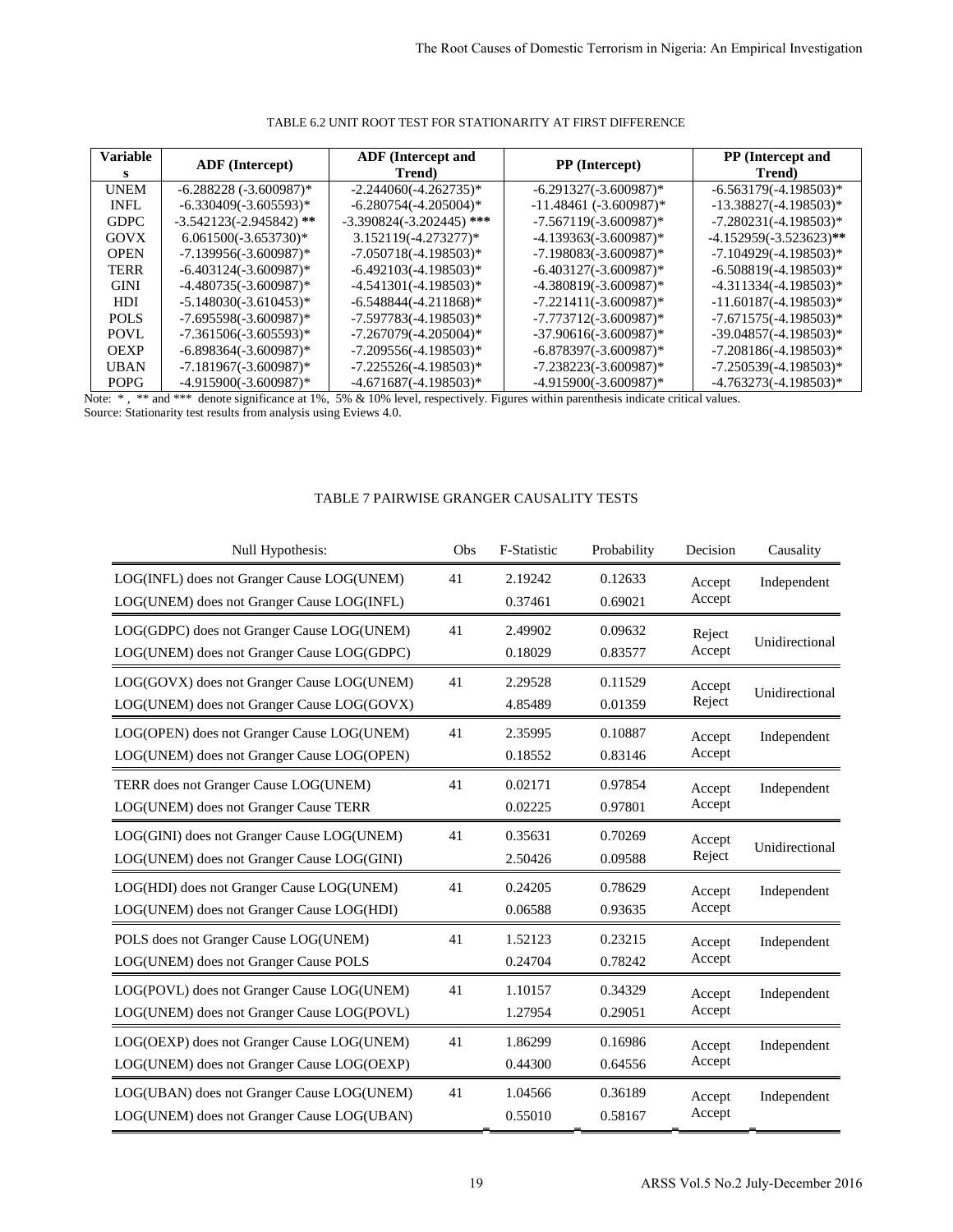TABLE 6.2 UNIT ROOT TEST FOR STATIONARITY AT FIRST DIFFERENCE

| Variables | ADF (Intercept) | ADF (Intercept and Trend) | PP (Intercept) | PP (Intercept and Trend) |
|---|---|---|---|---|
| UNEM | -6.288228 (-3.600987)* | -2.244060(-4.262735)* | -6.291327(-3.600987)* | -6.563179(-4.198503)* |
| INFL | -6.330409(-3.605593)* | -6.280754(-4.205004)* | -11.48461 (-3.600987)* | -13.38827(-4.198503)* |
| GDPC | -3.542123(-2.945842) ** | -3.390824(-3.202445) *** | -7.567119(-3.600987)* | -7.280231(-4.198503)* |
| GOVX | 6.061500(-3.653730)* | 3.152119(-4.273277)* | -4.139363(-3.600987)* | -4.152959(-3.523623)** |
| OPEN | -7.139956(-3.600987)* | -7.050718(-4.198503)* | -7.198083(-3.600987)* | -7.104929(-4.198503)* |
| TERR | -6.403124(-3.600987)* | -6.492103(-4.198503)* | -6.403127(-3.600987)* | -6.508819(-4.198503)* |
| GINI | -4.480735(-3.600987)* | -4.541301(-4.198503)* | -4.380819(-3.600987)* | -4.311334(-4.198503)* |
| HDI | -5.148030(-3.610453)* | -6.548844(-4.211868)* | -7.221411(-3.600987)* | -11.60187(-4.198503)* |
| POLS | -7.695598(-3.600987)* | -7.597783(-4.198503)* | -7.773712(-3.600987)* | -7.671575(-4.198503)* |
| POVL | -7.361506(-3.605593)* | -7.267079(-4.205004)* | -37.90616(-3.600987)* | -39.04857(-4.198503)* |
| OEXP | -6.898364(-3.600987)* | -7.209556(-4.198503)* | -6.878397(-3.600987)* | -7.208186(-4.198503)* |
| UBAN | -7.181967(-3.600987)* | -7.225526(-4.198503)* | -7.238223(-3.600987)* | -7.250539(-4.198503)* |
| POPG | -4.915900(-3.600987)* | -4.671687(-4.198503)* | -4.915900(-3.600987)* | -4.763273(-4.198503)* |

Note: * , ** and *** denote significance at 1%, 5% & 10% level, respectively. Figures within parenthesis indicate critical values.
Source: Stationarity test results from analysis using Eviews 4.0.

TABLE 7 PAIRWISE GRANGER CAUSALITY TESTS

| Null Hypothesis: | Obs | F-Statistic | Probability | Decision | Causality |
|---|---|---|---|---|---|
| LOG(INFL) does not Granger Cause LOG(UNEM) | 41 | 2.19242 | 0.12633 | Accept | Independent |
| LOG(UNEM) does not Granger Cause LOG(INFL) | | 0.37461 | 0.69021 | Accept | |
| LOG(GDPC) does not Granger Cause LOG(UNEM) | 41 | 2.49902 | 0.09632 | Reject | Unidirectional |
| LOG(UNEM) does not Granger Cause LOG(GDPC) | | 0.18029 | 0.83577 | Accept | |
| LOG(GOVX) does not Granger Cause LOG(UNEM) | 41 | 2.29528 | 0.11529 | Accept | Unidirectional |
| LOG(UNEM) does not Granger Cause LOG(GOVX) | | 4.85489 | 0.01359 | Reject | |
| LOG(OPEN) does not Granger Cause LOG(UNEM) | 41 | 2.35995 | 0.10887 | Accept | Independent |
| LOG(UNEM) does not Granger Cause LOG(OPEN) | | 0.18552 | 0.83146 | Accept | |
| TERR does not Granger Cause LOG(UNEM) | 41 | 0.02171 | 0.97854 | Accept | Independent |
| LOG(UNEM) does not Granger Cause TERR | | 0.02225 | 0.97801 | Accept | |
| LOG(GINI) does not Granger Cause LOG(UNEM) | 41 | 0.35631 | 0.70269 | Accept | Unidirectional |
| LOG(UNEM) does not Granger Cause LOG(GINI) | | 2.50426 | 0.09588 | Reject | |
| LOG(HDI) does not Granger Cause LOG(UNEM) | 41 | 0.24205 | 0.78629 | Accept | Independent |
| LOG(UNEM) does not Granger Cause LOG(HDI) | | 0.06588 | 0.93635 | Accept | |
| POLS does not Granger Cause LOG(UNEM) | 41 | 1.52123 | 0.23215 | Accept | Independent |
| LOG(UNEM) does not Granger Cause POLS | | 0.24704 | 0.78242 | Accept | |
| LOG(POVL) does not Granger Cause LOG(UNEM) | 41 | 1.10157 | 0.34329 | Accept | Independent |
| LOG(UNEM) does not Granger Cause LOG(POVL) | | 1.27954 | 0.29051 | Accept | |
| LOG(OEXP) does not Granger Cause LOG(UNEM) | 41 | 1.86299 | 0.16986 | Accept | Independent |
| LOG(UNEM) does not Granger Cause LOG(OEXP) | | 0.44300 | 0.64556 | Accept | |
| LOG(UBAN) does not Granger Cause LOG(UNEM) | 41 | 1.04566 | 0.36189 | Accept | Independent |
| LOG(UNEM) does not Granger Cause LOG(UBAN) | | 0.55010 | 0.58167 | Accept | |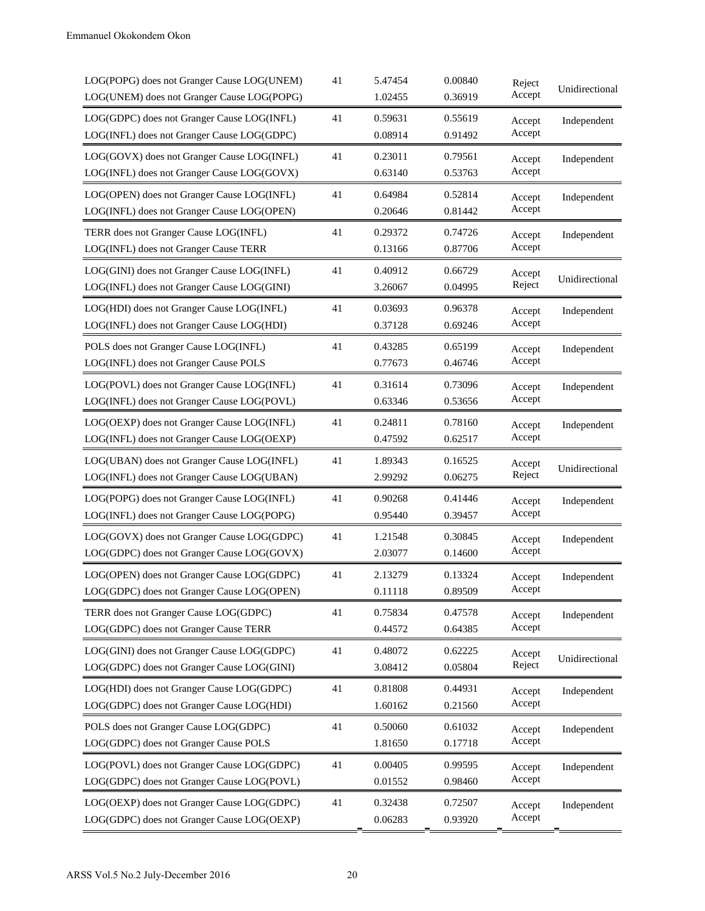| | | | | | |
|---|---|---|---|---|---|
| LOG(POPG) does not Granger Cause LOG(UNEM) | 41 | 5.47454 | 0.00840 | Reject | Unidirectional |
| LOG(UNEM) does not Granger Cause LOG(POPG) | | 1.02455 | 0.36919 | Accept | |
| LOG(GDPC) does not Granger Cause LOG(INFL) | 41 | 0.59631 | 0.55619 | Accept | Independent |
| LOG(INFL) does not Granger Cause LOG(GDPC) | | 0.08914 | 0.91492 | Accept | |
| LOG(GOVX) does not Granger Cause LOG(INFL) | 41 | 0.23011 | 0.79561 | Accept | Independent |
| LOG(INFL) does not Granger Cause LOG(GOVX) | | 0.63140 | 0.53763 | Accept | |
| LOG(OPEN) does not Granger Cause LOG(INFL) | 41 | 0.64984 | 0.52814 | Accept | Independent |
| LOG(INFL) does not Granger Cause LOG(OPEN) | | 0.20646 | 0.81442 | Accept | |
| TERR does not Granger Cause LOG(INFL) | 41 | 0.29372 | 0.74726 | Accept | Independent |
| LOG(INFL) does not Granger Cause TERR | | 0.13166 | 0.87706 | Accept | |
| LOG(GINI) does not Granger Cause LOG(INFL) | 41 | 0.40912 | 0.66729 | Accept | Unidirectional |
| LOG(INFL) does not Granger Cause LOG(GINI) | | 3.26067 | 0.04995 | Reject | |
| LOG(HDI) does not Granger Cause LOG(INFL) | 41 | 0.03693 | 0.96378 | Accept | Independent |
| LOG(INFL) does not Granger Cause LOG(HDI) | | 0.37128 | 0.69246 | Accept | |
| POLS does not Granger Cause LOG(INFL) | 41 | 0.43285 | 0.65199 | Accept | Independent |
| LOG(INFL) does not Granger Cause POLS | | 0.77673 | 0.46746 | Accept | |
| LOG(POVL) does not Granger Cause LOG(INFL) | 41 | 0.31614 | 0.73096 | Accept | Independent |
| LOG(INFL) does not Granger Cause LOG(POVL) | | 0.63346 | 0.53656 | Accept | |
| LOG(OEXP) does not Granger Cause LOG(INFL) | 41 | 0.24811 | 0.78160 | Accept | Independent |
| LOG(INFL) does not Granger Cause LOG(OEXP) | | 0.47592 | 0.62517 | Accept | |
| LOG(UBAN) does not Granger Cause LOG(INFL) | 41 | 1.89343 | 0.16525 | Accept | Unidirectional |
| LOG(INFL) does not Granger Cause LOG(UBAN) | | 2.99292 | 0.06275 | Reject | |
| LOG(POPG) does not Granger Cause LOG(INFL) | 41 | 0.90268 | 0.41446 | Accept | Independent |
| LOG(INFL) does not Granger Cause LOG(POPG) | | 0.95440 | 0.39457 | Accept | |
| LOG(GOVX) does not Granger Cause LOG(GDPC) | 41 | 1.21548 | 0.30845 | Accept | Independent |
| LOG(GDPC) does not Granger Cause LOG(GOVX) | | 2.03077 | 0.14600 | Accept | |
| LOG(OPEN) does not Granger Cause LOG(GDPC) | 41 | 2.13279 | 0.13324 | Accept | Independent |
| LOG(GDPC) does not Granger Cause LOG(OPEN) | | 0.11118 | 0.89509 | Accept | |
| TERR does not Granger Cause LOG(GDPC) | 41 | 0.75834 | 0.47578 | Accept | Independent |
| LOG(GDPC) does not Granger Cause TERR | | 0.44572 | 0.64385 | Accept | |
| LOG(GINI) does not Granger Cause LOG(GDPC) | 41 | 0.48072 | 0.62225 | Accept | Unidirectional |
| LOG(GDPC) does not Granger Cause LOG(GINI) | | 3.08412 | 0.05804 | Reject | |
| LOG(HDI) does not Granger Cause LOG(GDPC) | 41 | 0.81808 | 0.44931 | Accept | Independent |
| LOG(GDPC) does not Granger Cause LOG(HDI) | | 1.60162 | 0.21560 | Accept | |
| POLS does not Granger Cause LOG(GDPC) | 41 | 0.50060 | 0.61032 | Accept | Independent |
| LOG(GDPC) does not Granger Cause POLS | | 1.81650 | 0.17718 | Accept | |
| LOG(POVL) does not Granger Cause LOG(GDPC) | 41 | 0.00405 | 0.99595 | Accept | Independent |
| LOG(GDPC) does not Granger Cause LOG(POVL) | | 0.01552 | 0.98460 | Accept | |
| LOG(OEXP) does not Granger Cause LOG(GDPC) | 41 | 0.32438 | 0.72507 | Accept | Independent |
| LOG(GDPC) does not Granger Cause LOG(OEXP) | | 0.06283 | 0.93920 | Accept | |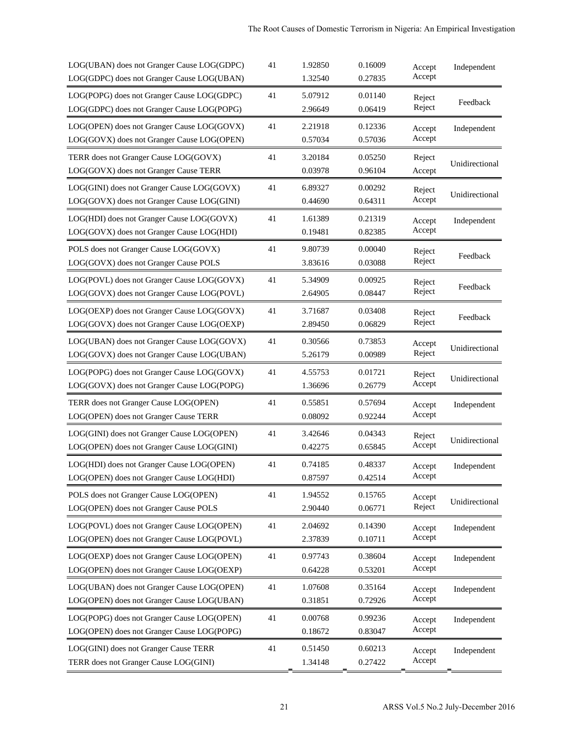| | | | | | |
|---|---|---|---|---|---|
| LOG(UBAN) does not Granger Cause LOG(GDPC) | 41 | 1.92850 | 0.16009 | Accept | Independent |
| LOG(GDPC) does not Granger Cause LOG(UBAN) | | 1.32540 | 0.27835 | Accept | |
| LOG(POPG) does not Granger Cause LOG(GDPC) | 41 | 5.07912 | 0.01140 | Reject | Feedback |
| LOG(GDPC) does not Granger Cause LOG(POPG) | | 2.96649 | 0.06419 | Reject | |
| LOG(OPEN) does not Granger Cause LOG(GOVX) | 41 | 2.21918 | 0.12336 | Accept | Independent |
| LOG(GOVX) does not Granger Cause LOG(OPEN) | | 0.57034 | 0.57036 | Accept | |
| TERR does not Granger Cause LOG(GOVX) | 41 | 3.20184 | 0.05250 | Reject | Unidirectional |
| LOG(GOVX) does not Granger Cause TERR | | 0.03978 | 0.96104 | Accept | |
| LOG(GINI) does not Granger Cause LOG(GOVX) | 41 | 6.89327 | 0.00292 | Reject | Unidirectional |
| LOG(GOVX) does not Granger Cause LOG(GINI) | | 0.44690 | 0.64311 | Accept | |
| LOG(HDI) does not Granger Cause LOG(GOVX) | 41 | 1.61389 | 0.21319 | Accept | Independent |
| LOG(GOVX) does not Granger Cause LOG(HDI) | | 0.19481 | 0.82385 | Accept | |
| POLS does not Granger Cause LOG(GOVX) | 41 | 9.80739 | 0.00040 | Reject | Feedback |
| LOG(GOVX) does not Granger Cause POLS | | 3.83616 | 0.03088 | Reject | |
| LOG(POVL) does not Granger Cause LOG(GOVX) | 41 | 5.34909 | 0.00925 | Reject | Feedback |
| LOG(GOVX) does not Granger Cause LOG(POVL) | | 2.64905 | 0.08447 | Reject | |
| LOG(OEXP) does not Granger Cause LOG(GOVX) | 41 | 3.71687 | 0.03408 | Reject | Feedback |
| LOG(GOVX) does not Granger Cause LOG(OEXP) | | 2.89450 | 0.06829 | Reject | |
| LOG(UBAN) does not Granger Cause LOG(GOVX) | 41 | 0.30566 | 0.73853 | Accept | Unidirectional |
| LOG(GOVX) does not Granger Cause LOG(UBAN) | | 5.26179 | 0.00989 | Reject | |
| LOG(POPG) does not Granger Cause LOG(GOVX) | 41 | 4.55753 | 0.01721 | Reject | Unidirectional |
| LOG(GOVX) does not Granger Cause LOG(POPG) | | 1.36696 | 0.26779 | Accept | |
| TERR does not Granger Cause LOG(OPEN) | 41 | 0.55851 | 0.57694 | Accept | Independent |
| LOG(OPEN) does not Granger Cause TERR | | 0.08092 | 0.92244 | Accept | |
| LOG(GINI) does not Granger Cause LOG(OPEN) | 41 | 3.42646 | 0.04343 | Reject | Unidirectional |
| LOG(OPEN) does not Granger Cause LOG(GINI) | | 0.42275 | 0.65845 | Accept | |
| LOG(HDI) does not Granger Cause LOG(OPEN) | 41 | 0.74185 | 0.48337 | Accept | Independent |
| LOG(OPEN) does not Granger Cause LOG(HDI) | | 0.87597 | 0.42514 | Accept | |
| POLS does not Granger Cause LOG(OPEN) | 41 | 1.94552 | 0.15765 | Accept | Unidirectional |
| LOG(OPEN) does not Granger Cause POLS | | 2.90440 | 0.06771 | Reject | |
| LOG(POVL) does not Granger Cause LOG(OPEN) | 41 | 2.04692 | 0.14390 | Accept | Independent |
| LOG(OPEN) does not Granger Cause LOG(POVL) | | 2.37839 | 0.10711 | Accept | |
| LOG(OEXP) does not Granger Cause LOG(OPEN) | 41 | 0.97743 | 0.38604 | Accept | Independent |
| LOG(OPEN) does not Granger Cause LOG(OEXP) | | 0.64228 | 0.53201 | Accept | |
| LOG(UBAN) does not Granger Cause LOG(OPEN) | 41 | 1.07608 | 0.35164 | Accept | Independent |
| LOG(OPEN) does not Granger Cause LOG(UBAN) | | 0.31851 | 0.72926 | Accept | |
| LOG(POPG) does not Granger Cause LOG(OPEN) | 41 | 0.00768 | 0.99236 | Accept | Independent |
| LOG(OPEN) does not Granger Cause LOG(POPG) | | 0.18672 | 0.83047 | Accept | |
| LOG(GINI) does not Granger Cause TERR | 41 | 0.51450 | 0.60213 | Accept | Independent |
| TERR does not Granger Cause LOG(GINI) | | 1.34148 | 0.27422 | Accept | |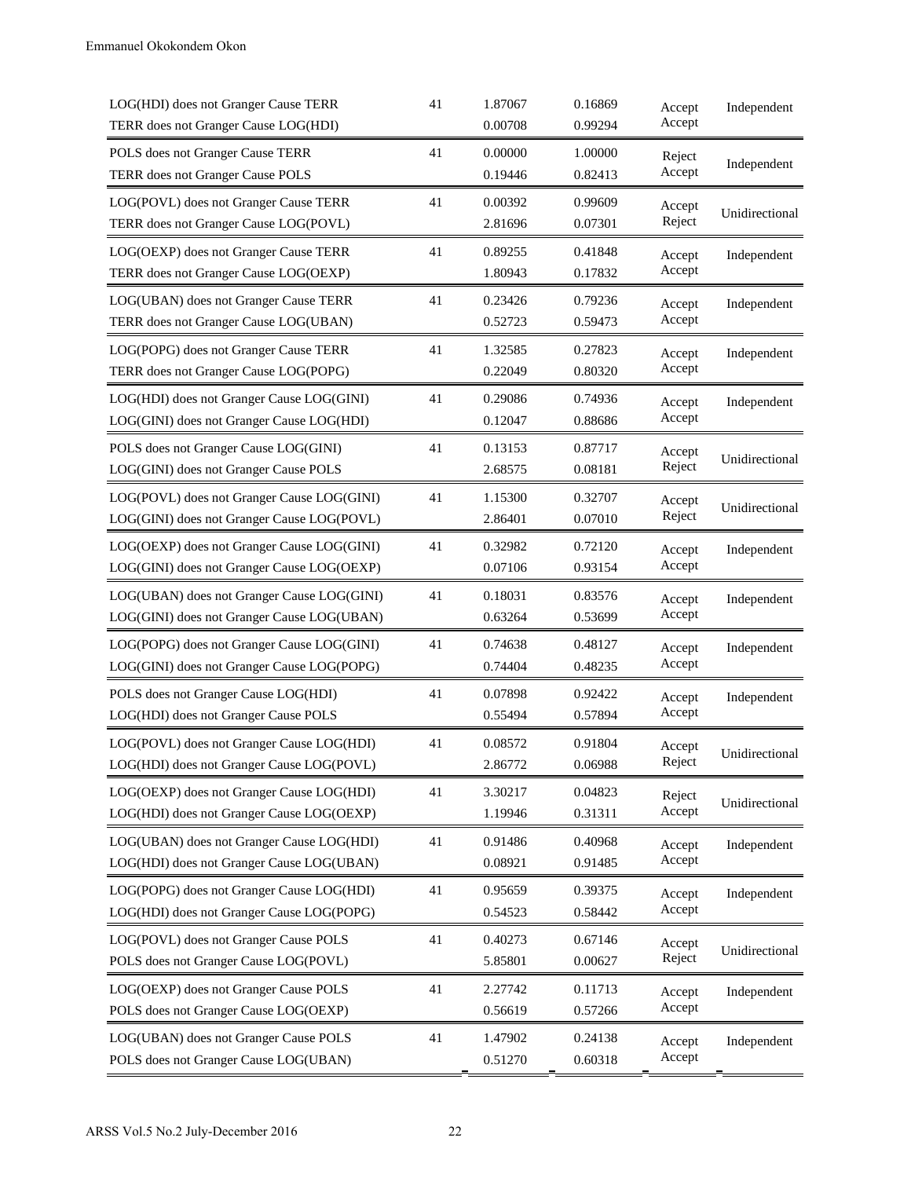| | | | | | |
|---|---|---|---|---|---|
| LOG(HDI) does not Granger Cause TERR | 41 | 1.87067 | 0.16869 | Accept | Independent |
| TERR does not Granger Cause LOG(HDI) | | 0.00708 | 0.99294 | Accept | |
| POLS does not Granger Cause TERR | 41 | 0.00000 | 1.00000 | Reject | Independent |
| TERR does not Granger Cause POLS | | 0.19446 | 0.82413 | Accept | |
| LOG(POVL) does not Granger Cause TERR | 41 | 0.00392 | 0.99609 | Accept | Unidirectional |
| TERR does not Granger Cause LOG(POVL) | | 2.81696 | 0.07301 | Reject | |
| LOG(OEXP) does not Granger Cause TERR | 41 | 0.89255 | 0.41848 | Accept | Independent |
| TERR does not Granger Cause LOG(OEXP) | | 1.80943 | 0.17832 | Accept | |
| LOG(UBAN) does not Granger Cause TERR | 41 | 0.23426 | 0.79236 | Accept | Independent |
| TERR does not Granger Cause LOG(UBAN) | | 0.52723 | 0.59473 | Accept | |
| LOG(POPG) does not Granger Cause TERR | 41 | 1.32585 | 0.27823 | Accept | Independent |
| TERR does not Granger Cause LOG(POPG) | | 0.22049 | 0.80320 | Accept | |
| LOG(HDI) does not Granger Cause LOG(GINI) | 41 | 0.29086 | 0.74936 | Accept | Independent |
| LOG(GINI) does not Granger Cause LOG(HDI) | | 0.12047 | 0.88686 | Accept | |
| POLS does not Granger Cause LOG(GINI) | 41 | 0.13153 | 0.87717 | Accept | Unidirectional |
| LOG(GINI) does not Granger Cause POLS | | 2.68575 | 0.08181 | Reject | |
| LOG(POVL) does not Granger Cause LOG(GINI) | 41 | 1.15300 | 0.32707 | Accept | Unidirectional |
| LOG(GINI) does not Granger Cause LOG(POVL) | | 2.86401 | 0.07010 | Reject | |
| LOG(OEXP) does not Granger Cause LOG(GINI) | 41 | 0.32982 | 0.72120 | Accept | Independent |
| LOG(GINI) does not Granger Cause LOG(OEXP) | | 0.07106 | 0.93154 | Accept | |
| LOG(UBAN) does not Granger Cause LOG(GINI) | 41 | 0.18031 | 0.83576 | Accept | Independent |
| LOG(GINI) does not Granger Cause LOG(UBAN) | | 0.63264 | 0.53699 | Accept | |
| LOG(POPG) does not Granger Cause LOG(GINI) | 41 | 0.74638 | 0.48127 | Accept | Independent |
| LOG(GINI) does not Granger Cause LOG(POPG) | | 0.74404 | 0.48235 | Accept | |
| POLS does not Granger Cause LOG(HDI) | 41 | 0.07898 | 0.92422 | Accept | Independent |
| LOG(HDI) does not Granger Cause POLS | | 0.55494 | 0.57894 | Accept | |
| LOG(POVL) does not Granger Cause LOG(HDI) | 41 | 0.08572 | 0.91804 | Accept | Unidirectional |
| LOG(HDI) does not Granger Cause LOG(POVL) | | 2.86772 | 0.06988 | Reject | |
| LOG(OEXP) does not Granger Cause LOG(HDI) | 41 | 3.30217 | 0.04823 | Reject | Unidirectional |
| LOG(HDI) does not Granger Cause LOG(OEXP) | | 1.19946 | 0.31311 | Accept | |
| LOG(UBAN) does not Granger Cause LOG(HDI) | 41 | 0.91486 | 0.40968 | Accept | Independent |
| LOG(HDI) does not Granger Cause LOG(UBAN) | | 0.08921 | 0.91485 | Accept | |
| LOG(POPG) does not Granger Cause LOG(HDI) | 41 | 0.95659 | 0.39375 | Accept | Independent |
| LOG(HDI) does not Granger Cause LOG(POPG) | | 0.54523 | 0.58442 | Accept | |
| LOG(POVL) does not Granger Cause POLS | 41 | 0.40273 | 0.67146 | Accept | Unidirectional |
| POLS does not Granger Cause LOG(POVL) | | 5.85801 | 0.00627 | Reject | |
| LOG(OEXP) does not Granger Cause POLS | 41 | 2.27742 | 0.11713 | Accept | Independent |
| POLS does not Granger Cause LOG(OEXP) | | 0.56619 | 0.57266 | Accept | |
| LOG(UBAN) does not Granger Cause POLS | 41 | 1.47902 | 0.24138 | Accept | Independent |
| POLS does not Granger Cause LOG(UBAN) | | 0.51270 | 0.60318 | Accept | |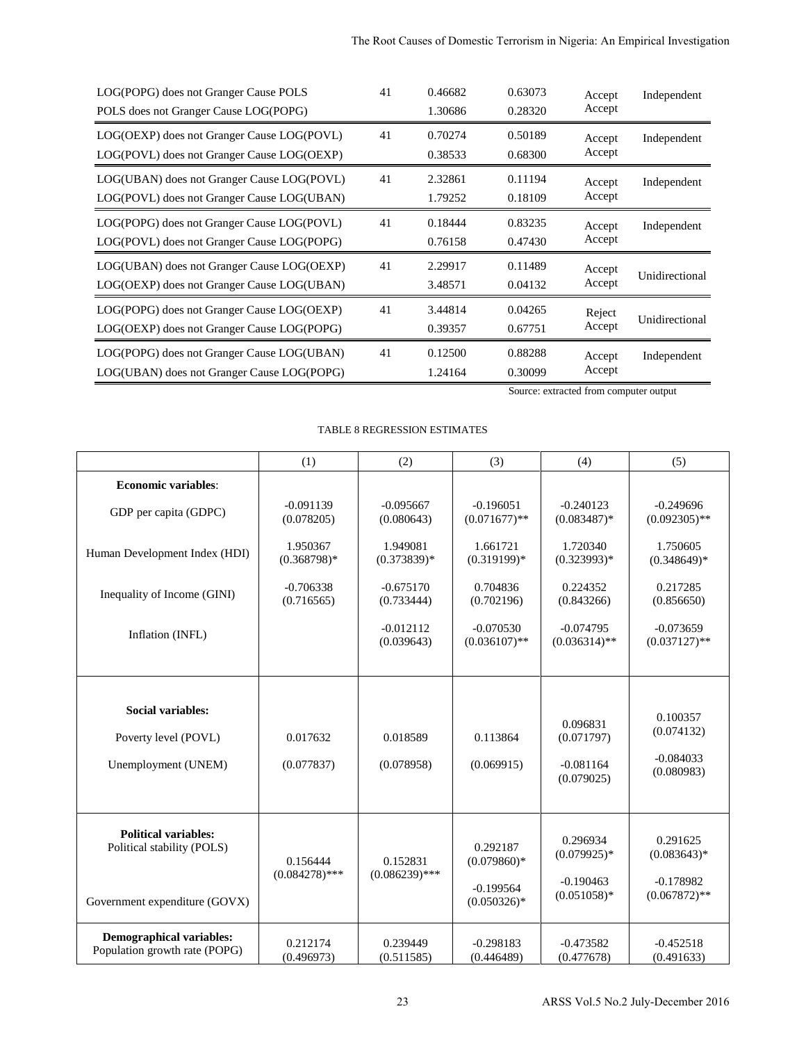| | | | | | |
|---|---|---|---|---|---|
| LOG(POPG) does not Granger Cause POLS | 41 | 0.46682 | 0.63073 | Accept | Independent |
| POLS does not Granger Cause LOG(POPG) | | 1.30686 | 0.28320 | Accept | |
| LOG(OEXP) does not Granger Cause LOG(POVL) | 41 | 0.70274 | 0.50189 | Accept | Independent |
| LOG(POVL) does not Granger Cause LOG(OEXP) | | 0.38533 | 0.68300 | Accept | |
| LOG(UBAN) does not Granger Cause LOG(POVL) | 41 | 2.32861 | 0.11194 | Accept | Independent |
| LOG(POVL) does not Granger Cause LOG(UBAN) | | 1.79252 | 0.18109 | Accept | |
| LOG(POPG) does not Granger Cause LOG(POVL) | 41 | 0.18444 | 0.83235 | Accept | Independent |
| LOG(POVL) does not Granger Cause LOG(POPG) | | 0.76158 | 0.47430 | Accept | |
| LOG(UBAN) does not Granger Cause LOG(OEXP) | 41 | 2.29917 | 0.11489 | Accept | Unidirectional |
| LOG(OEXP) does not Granger Cause LOG(UBAN) | | 3.48571 | 0.04132 | Accept | |
| LOG(POPG) does not Granger Cause LOG(OEXP) | 41 | 3.44814 | 0.04265 | Reject | Unidirectional |
| LOG(OEXP) does not Granger Cause LOG(POPG) | | 0.39357 | 0.67751 | Accept | |
| LOG(POPG) does not Granger Cause LOG(UBAN) | 41 | 0.12500 | 0.88288 | Accept | Independent |
| LOG(UBAN) does not Granger Cause LOG(POPG) | | 1.24164 | 0.30099 | Accept | |

Source: extracted from computer output

TABLE 8 REGRESSION ESTIMATES

| | (1) | (2) | (3) | (4) | (5) |
|---|---|---|---|---|---|
| **Economic variables**: | | | | | |
| GDP per capita (GDPC) | -0.091139 (0.078205) | -0.095667 (0.080643) | -0.196051 (0.071677)** | -0.240123 (0.083487)* | -0.249696 (0.092305)** |
| Human Development Index (HDI) | 1.950367 (0.368798)* | 1.949081 (0.373839)* | 1.661721 (0.319199)* | 1.720340 (0.323993)* | 1.750605 (0.348649)* |
| Inequality of Income (GINI) | -0.706338 (0.716565) | -0.675170 (0.733444) | 0.704836 (0.702196) | 0.224352 (0.843266) | 0.217285 (0.856650) |
| Inflation (INFL) | | -0.012112 (0.039643) | -0.070530 (0.036107)** | -0.074795 (0.036314)** | -0.073659 (0.037127)** |
| **Social variables:** | | | | | |
| Poverty level (POVL) | 0.017632 | 0.018589 | 0.113864 | 0.096831 (0.071797) | 0.100357 (0.074132) |
| Unemployment (UNEM) | (0.077837) | (0.078958) | (0.069915) | -0.081164 (0.079025) | -0.084033 (0.080983) |
| **Political variables:** | | | | | |
| Political stability (POLS) | 0.156444 (0.084278)*** | 0.152831 (0.086239)*** | 0.292187 (0.079860)* | 0.296934 (0.079925)* | 0.291625 (0.083643)* |
| Government expenditure (GOVX) | | | -0.199564 (0.050326)* | -0.190463 (0.051058)* | -0.178982 (0.067872)** |
| **Demographical variables:** | | | | | |
| Population growth rate (POPG) | 0.212174 (0.496973) | 0.239449 (0.511585) | -0.298183 (0.446489) | -0.473582 (0.477678) | -0.452518 (0.491633) |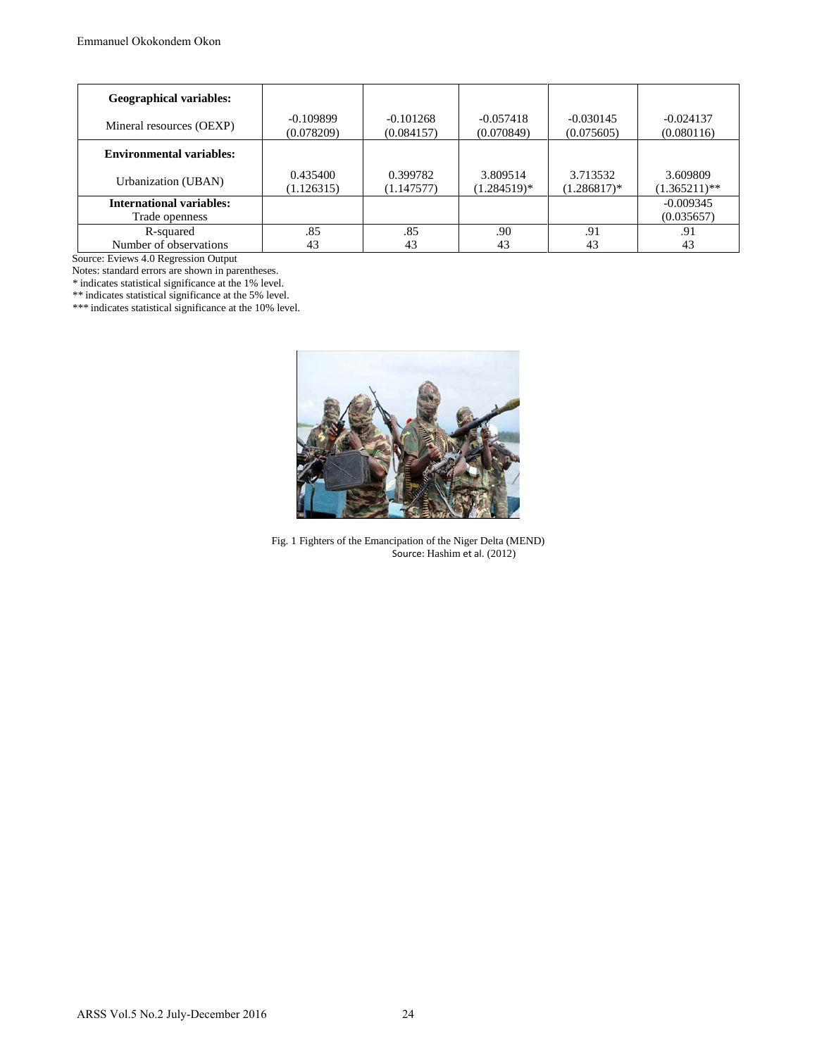| | | | | | |
|---|---|---|---|---|---|
| **Geographical variables:** | | | | | |
| Mineral resources (OEXP) | -0.109899 (0.078209) | -0.101268 (0.084157) | -0.057418 (0.070849) | -0.030145 (0.075605) | -0.024137 (0.080116) |
| **Environmental variables:** | | | | | |
| Urbanization (UBAN) | 0.435400 (1.126315) | 0.399782 (1.147577) | 3.809514 (1.284519)* | 3.713532 (1.286817)* | 3.609809 (1.365211)** |
| **International variables:** Trade openness | | | | | -0.009345 (0.035657) |
| R-squared | .85 | .85 | .90 | .91 | .91 |
| Number of observations | 43 | 43 | 43 | 43 | 43 |

Source: Eviews 4.0 Regression Output

Notes: standard errors are shown in parentheses.

* indicates statistical significance at the 1% level.

** indicates statistical significance at the 5% level.

*** indicates statistical significance at the 10% level.

Fig. 1 Fighters of the Emancipation of the Niger Delta (MEND)
Source: Hashim et al. (2012)